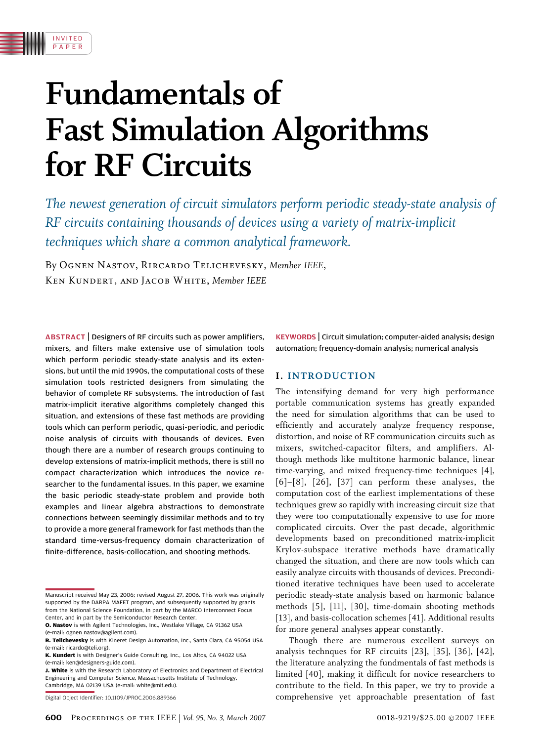INVITED PAPER

# Fundamentals of Fast Simulation Algorithms for RF Circuits

*The newest generation of circuit simulators perform periodic steady-state analysis of RF circuits containing thousands of devices using a variety of matrix-implicit techniques which share a common analytical framework.*

By Ognen Nastov, Rircardo Telichevesky, *Member IEEE*, Ken Kundert, and Jacob White, *Member IEEE*

**ABSTRACT** | Designers of RF circuits such as power amplifiers, mixers, and filters make extensive use of simulation tools which perform periodic steady-state analysis and its extensions, but until the mid 1990s, the computational costs of these simulation tools restricted designers from simulating the behavior of complete RF subsystems. The introduction of fast matrix-implicit iterative algorithms completely changed this situation, and extensions of these fast methods are providing tools which can perform periodic, quasi-periodic, and periodic noise analysis of circuits with thousands of devices. Even though there are a number of research groups continuing to develop extensions of matrix-implicit methods, there is still no compact characterization which introduces the novice researcher to the fundamental issues. In this paper, we examine the basic periodic steady-state problem and provide both examples and linear algebra abstractions to demonstrate connections between seemingly dissimilar methods and to try to provide a more general framework for fast methods than the standard time-versus-frequency domain characterization of finite-difference, basis-collocation, and shooting methods.

**KEYWORDS** | Circuit simulation; computer-aided analysis; design automation; frequency-domain analysis; numerical analysis

Manuscript received May 23, 2006; revised August 27, 2006. This work was originally supported by the DARPA MAFET program, and subsequently supported by grants from the National Science Foundation, in part by the MARCO Interconnect Focus Center, and in part by the Semiconductor Research Center.

**O. Nastov** is with Agilent Technologies, Inc., Westlake Village, CA 91362 USA (e-mail: ognen_nastov@agilent.com).

**R. Telichevesky** is with Kineret Design Automation, Inc., Santa Clara, CA 95054 USA (e-mail: ricardo@teli.org).

**K. Kundert** is with Designer's Guide Consulting, Inc., Los Altos, CA 94022 USA (e-mail: ken@designers-guide.com).

**J. White** is with the Research Laboratory of Electronics and Department of Electrical Engineering and Computer Science, Massachusetts Institute of Technology, Cambridge, MA 02139 USA (e-mail: white@mit.edu).

Digital Object Identifier: 10.1109/JPROC.2006.889366

## I. INTRODUCTION

The intensifying demand for very high performance portable communication systems has greatly expanded the need for simulation algorithms that can be used to efficiently and accurately analyze frequency response, distortion, and noise of RF communication circuits such as mixers, switched-capacitor filters, and amplifiers. Although methods like multitone harmonic balance, linear time-varying, and mixed frequency-time techniques [4], [6]–[8], [26], [37] can perform these analyses, the computation cost of the earliest implementations of these techniques grew so rapidly with increasing circuit size that they were too computationally expensive to use for more complicated circuits. Over the past decade, algorithmic developments based on preconditioned matrix-implicit Krylov-subspace iterative methods have dramatically changed the situation, and there are now tools which can easily analyze circuits with thousands of devices. Preconditioned iterative techniques have been used to accelerate periodic steady-state analysis based on harmonic balance methods [5], [11], [30], time-domain shooting methods [13], and basis-collocation schemes [41]. Additional results for more general analyses appear constantly.

Though there are numerous excellent surveys on analysis technques for RF circuits [23], [35], [36], [42], the literature analyzing the fundmentals of fast methods is limited [40], making it difficult for novice researchers to contribute to the field. In this paper, we try to provide a comprehensive yet approachable presentation of fast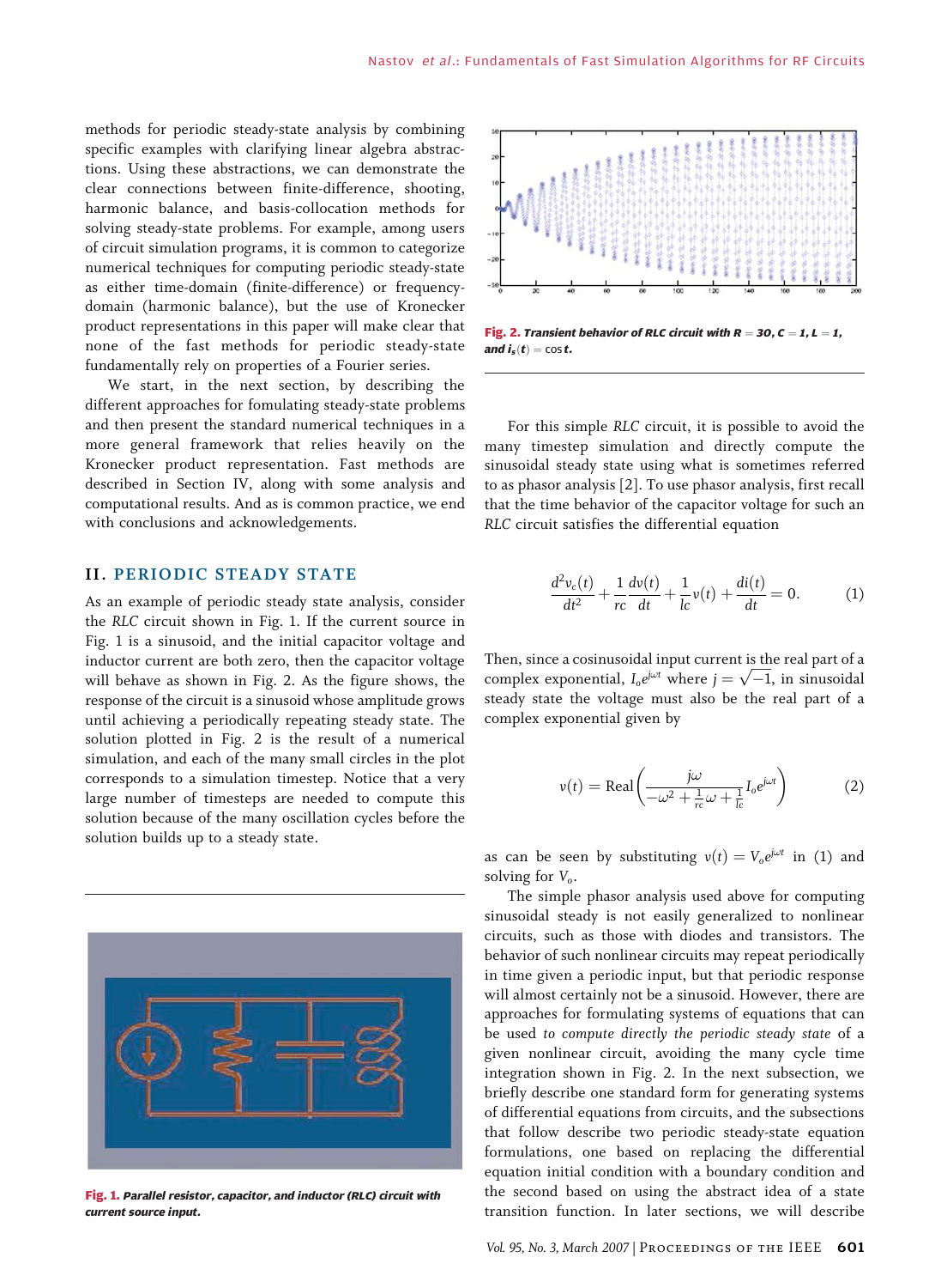methods for periodic steady-state analysis by combining specific examples with clarifying linear algebra abstractions. Using these abstractions, we can demonstrate the clear connections between finite-difference, shooting, harmonic balance, and basis-collocation methods for solving steady-state problems. For example, among users of circuit simulation programs, it is common to categorize numerical techniques for computing periodic steady-state as either time-domain (finite-difference) or frequency-domain (harmonic balance), but the use of Kronecker product representations in this paper will make clear that none of the fast methods for periodic steady-state fundamentally rely on properties of a Fourier series.

We start, in the next section, by describing the different approaches for fomulating steady-state problems and then present the standard numerical techniques in a more general framework that relies heavily on the Kronecker product representation. Fast methods are described in Section IV, along with some analysis and computational results. And as is common practice, we end with conclusions and acknowledgements.

## II. PERIODIC STEADY STATE

As an example of periodic steady state analysis, consider the *RLC* circuit shown in Fig. 1. If the current source in Fig. 1 is a sinusoid, and the initial capacitor voltage and inductor current are both zero, then the capacitor voltage will behave as shown in Fig. 2. As the figure shows, the response of the circuit is a sinusoid whose amplitude grows until achieving a periodically repeating steady state. The solution plotted in Fig. 2 is the result of a numerical simulation, and each of the many small circles in the plot corresponds to a simulation timestep. Notice that a very large number of timesteps are needed to compute this solution because of the many oscillation cycles before the solution builds up to a steady state.

**Fig. 1.** *Parallel resistor, capacitor, and inductor (RLC) circuit with current source input.*

**Fig. 2.** *Transient behavior of RLC circuit with $R = 30$, $C = 1$, $L = 1$, and $i_s(t) = \cos t$.*

For this simple *RLC* circuit, it is possible to avoid the many timestep simulation and directly compute the sinusoidal steady state using what is sometimes referred to as phasor analysis [2]. To use phasor analysis, first recall that the time behavior of the capacitor voltage for such an *RLC* circuit satisfies the differential equation

$$\frac{d^2 v_c(t)}{dt^2} + \frac{1}{rc}\frac{dv(t)}{dt} + \frac{1}{lc}v(t) + \frac{di(t)}{dt} = 0. \tag{1}$$

Then, since a cosinusoidal input current is the real part of a complex exponential, $I_o e^{j\omega t}$ where $j = \sqrt{-1}$, in sinusoidal steady state the voltage must also be the real part of a complex exponential given by

$$v(t) = \text{Real}\left(\frac{j\omega}{-\omega^2 + \frac{1}{rc}\omega + \frac{1}{lc}} I_o e^{j\omega t}\right) \tag{2}$$

as can be seen by substituting $v(t) = V_o e^{j\omega t}$ in (1) and solving for $V_o$.

The simple phasor analysis used above for computing sinusoidal steady is not easily generalized to nonlinear circuits, such as those with diodes and transistors. The behavior of such nonlinear circuits may repeat periodically in time given a periodic input, but that periodic response will almost certainly not be a sinusoid. However, there are approaches for formulating systems of equations that can be used *to compute directly the periodic steady state* of a given nonlinear circuit, avoiding the many cycle time integration shown in Fig. 2. In the next subsection, we briefly describe one standard form for generating systems of differential equations from circuits, and the subsections that follow describe two periodic steady-state equation formulations, one based on replacing the differential equation initial condition with a boundary condition and the second based on using the abstract idea of a state transition function. In later sections, we will describe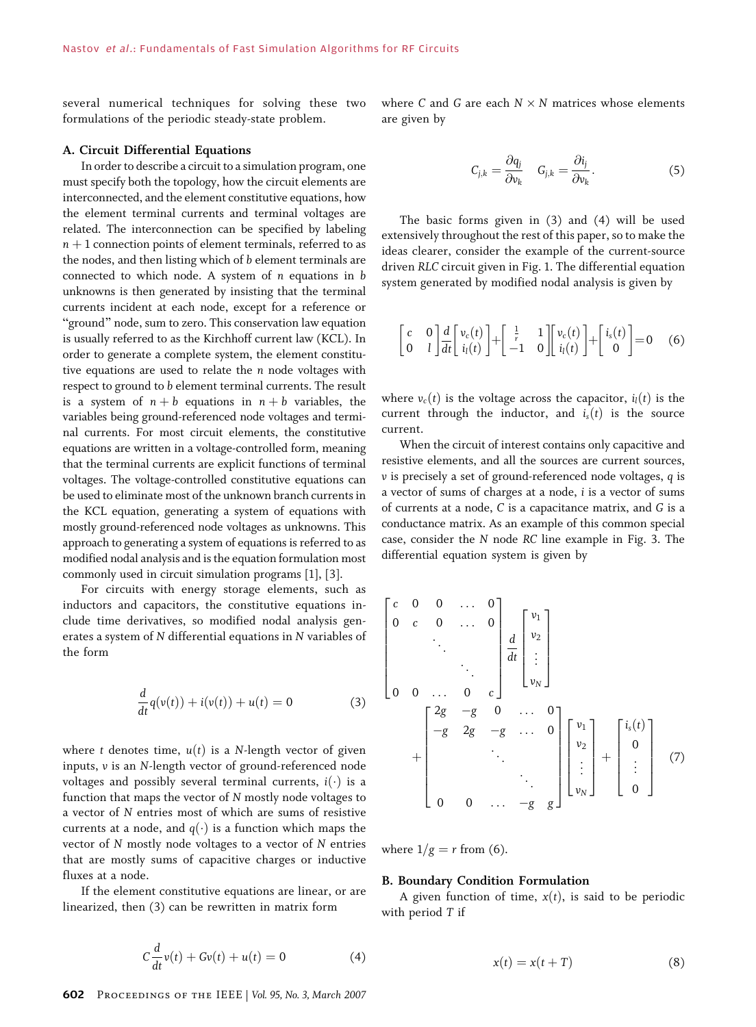several numerical techniques for solving these two formulations of the periodic steady-state problem.

### A. Circuit Differential Equations

In order to describe a circuit to a simulation program, one must specify both the topology, how the circuit elements are interconnected, and the element constitutive equations, how the element terminal currents and terminal voltages are related. The interconnection can be specified by labeling $n+1$ connection points of element terminals, referred to as the nodes, and then listing which of $b$ element terminals are connected to which node. A system of $n$ equations in $b$ unknowns is then generated by insisting that the terminal currents incident at each node, except for a reference or "ground" node, sum to zero. This conservation law equation is usually referred to as the Kirchhoff current law (KCL). In order to generate a complete system, the element constitutive equations are used to relate the $n$ node voltages with respect to ground to $b$ element terminal currents. The result is a system of $n+b$ equations in $n+b$ variables, the variables being ground-referenced node voltages and terminal currents. For most circuit elements, the constitutive equations are written in a voltage-controlled form, meaning that the terminal currents are explicit functions of terminal voltages. The voltage-controlled constitutive equations can be used to eliminate most of the unknown branch currents in the KCL equation, generating a system of equations with mostly ground-referenced node voltages as unknowns. This approach to generating a system of equations is referred to as modified nodal analysis and is the equation formulation most commonly used in circuit simulation programs [1], [3].

For circuits with energy storage elements, such as inductors and capacitors, the constitutive equations include time derivatives, so modified nodal analysis generates a system of $N$ differential equations in $N$ variables of the form

$$\frac{d}{dt}q(v(t)) + i(v(t)) + u(t) = 0 \tag{3}$$

where $t$ denotes time, $u(t)$ is a $N$-length vector of given inputs, $v$ is an $N$-length vector of ground-referenced node voltages and possibly several terminal currents, $i(\cdot)$ is a function that maps the vector of $N$ mostly node voltages to a vector of $N$ entries most of which are sums of resistive currents at a node, and $q(\cdot)$ is a function which maps the vector of $N$ mostly node voltages to a vector of $N$ entries that are mostly sums of capacitive charges or inductive fluxes at a node.

If the element constitutive equations are linear, or are linearized, then (3) can be rewritten in matrix form

$$C\frac{d}{dt}v(t) + Gv(t) + u(t) = 0 \tag{4}$$

where $C$ and $G$ are each $N \times N$ matrices whose elements are given by

$$C_{j,k} = \frac{\partial q_j}{\partial v_k} \quad G_{j,k} = \frac{\partial i_j}{\partial v_k}. \tag{5}$$

The basic forms given in (3) and (4) will be used extensively throughout the rest of this paper, so to make the ideas clearer, consider the example of the current-source driven *RLC* circuit given in Fig. 1. The differential equation system generated by modified nodal analysis is given by

$$\begin{bmatrix} c & 0 \\ 0 & l \end{bmatrix} \frac{d}{dt}\begin{bmatrix} v_c(t) \\ i_l(t) \end{bmatrix} + \begin{bmatrix} \frac{1}{r} & 1 \\ -1 & 0 \end{bmatrix}\begin{bmatrix} v_c(t) \\ i_l(t) \end{bmatrix} + \begin{bmatrix} i_s(t) \\ 0 \end{bmatrix} = 0 \tag{6}$$

where $v_c(t)$ is the voltage across the capacitor, $i_l(t)$ is the current through the inductor, and $i_s(t)$ is the source current.

When the circuit of interest contains only capacitive and resistive elements, and all the sources are current sources, $v$ is precisely a set of ground-referenced node voltages, $q$ is a vector of sums of charges at a node, $i$ is a vector of sums of currents at a node, $C$ is a capacitance matrix, and $G$ is a conductance matrix. As an example of this common special case, consider the $N$ node *RC* line example in Fig. 3. The differential equation system is given by

$$\begin{bmatrix} c & 0 & 0 & \dots & 0 \\ 0 & c & 0 & \dots & 0 \\ & & \ddots & & \\ & & & \ddots & \\ 0 & 0 & \dots & 0 & c \end{bmatrix} \frac{d}{dt}\begin{bmatrix} v_1 \\ v_2 \\ \vdots \\ v_N \end{bmatrix} + \begin{bmatrix} 2g & -g & 0 & \dots & 0 \\ -g & 2g & -g & \dots & 0 \\ & & \ddots & & \\ & & & \ddots & \\ 0 & 0 & \dots & -g & g \end{bmatrix}\begin{bmatrix} v_1 \\ v_2 \\ \vdots \\ v_N \end{bmatrix} + \begin{bmatrix} i_s(t) \\ 0 \\ \vdots \\ 0 \end{bmatrix} \tag{7}$$

where $1/g = r$ from (6).

### B. Boundary Condition Formulation

A given function of time, $x(t)$, is said to be periodic with period $T$ if

$$x(t) = x(t+T) \tag{8}$$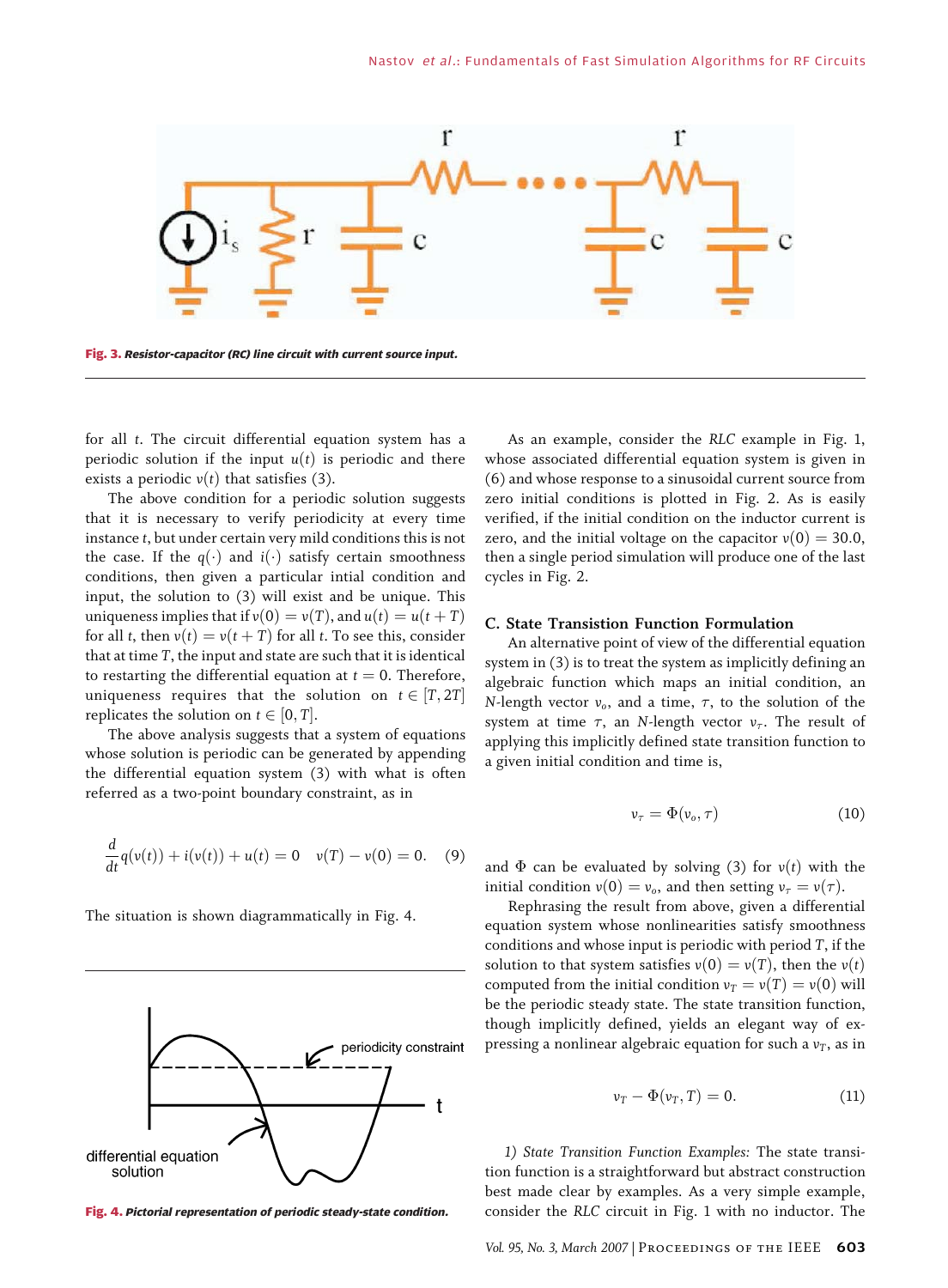Fig. 3. *Resistor-capacitor (RC) line circuit with current source input.*

for all $t$. The circuit differential equation system has a periodic solution if the input $u(t)$ is periodic and there exists a periodic $v(t)$ that satisfies (3).

The above condition for a periodic solution suggests that it is necessary to verify periodicity at every time instance $t$, but under certain very mild conditions this is not the case. If the $q(\cdot)$ and $i(\cdot)$ satisfy certain smoothness conditions, then given a particular intial condition and input, the solution to (3) will exist and be unique. This uniqueness implies that if $v(0) = v(T)$, and $u(t) = u(t+T)$ for all $t$, then $v(t) = v(t+T)$ for all $t$. To see this, consider that at time $T$, the input and state are such that it is identical to restarting the differential equation at $t = 0$. Therefore, uniqueness requires that the solution on $t \in [T, 2T]$ replicates the solution on $t \in [0, T]$.

The above analysis suggests that a system of equations whose solution is periodic can be generated by appending the differential equation system (3) with what is often referred as a two-point boundary constraint, as in

$$\frac{d}{dt}q(v(t)) + i(v(t)) + u(t) = 0 \quad v(T) - v(0) = 0. \tag{9}$$

The situation is shown diagrammatically in Fig. 4.

Fig. 4. *Pictorial representation of periodic steady-state condition.*

As an example, consider the *RLC* example in Fig. 1, whose associated differential equation system is given in (6) and whose response to a sinusoidal current source from zero initial conditions is plotted in Fig. 2. As is easily verified, if the initial condition on the inductor current is zero, and the initial voltage on the capacitor $v(0) = 30.0$, then a single period simulation will produce one of the last cycles in Fig. 2.

### C. State Transistion Function Formulation

An alternative point of view of the differential equation system in (3) is to treat the system as implicitly defining an algebraic function which maps an initial condition, an $N$-length vector $v_o$, and a time, $\tau$, to the solution of the system at time $\tau$, an $N$-length vector $v_\tau$. The result of applying this implicitly defined state transition function to a given initial condition and time is,

$$v_\tau = \Phi(v_o, \tau) \tag{10}$$

and $\Phi$ can be evaluated by solving (3) for $v(t)$ with the initial condition $v(0) = v_o$, and then setting $v_\tau = v(\tau)$.

Rephrasing the result from above, given a differential equation system whose nonlinearities satisfy smoothness conditions and whose input is periodic with period $T$, if the solution to that system satisfies $v(0) = v(T)$, then the $v(t)$ computed from the initial condition $v_T = v(T) = v(0)$ will be the periodic steady state. The state transition function, though implicitly defined, yields an elegant way of expressing a nonlinear algebraic equation for such a $v_T$, as in

$$v_T - \Phi(v_T, T) = 0. \tag{11}$$

*1) State Transition Function Examples:* The state transition function is a straightforward but abstract construction best made clear by examples. As a very simple example, consider the *RLC* circuit in Fig. 1 with no inductor. The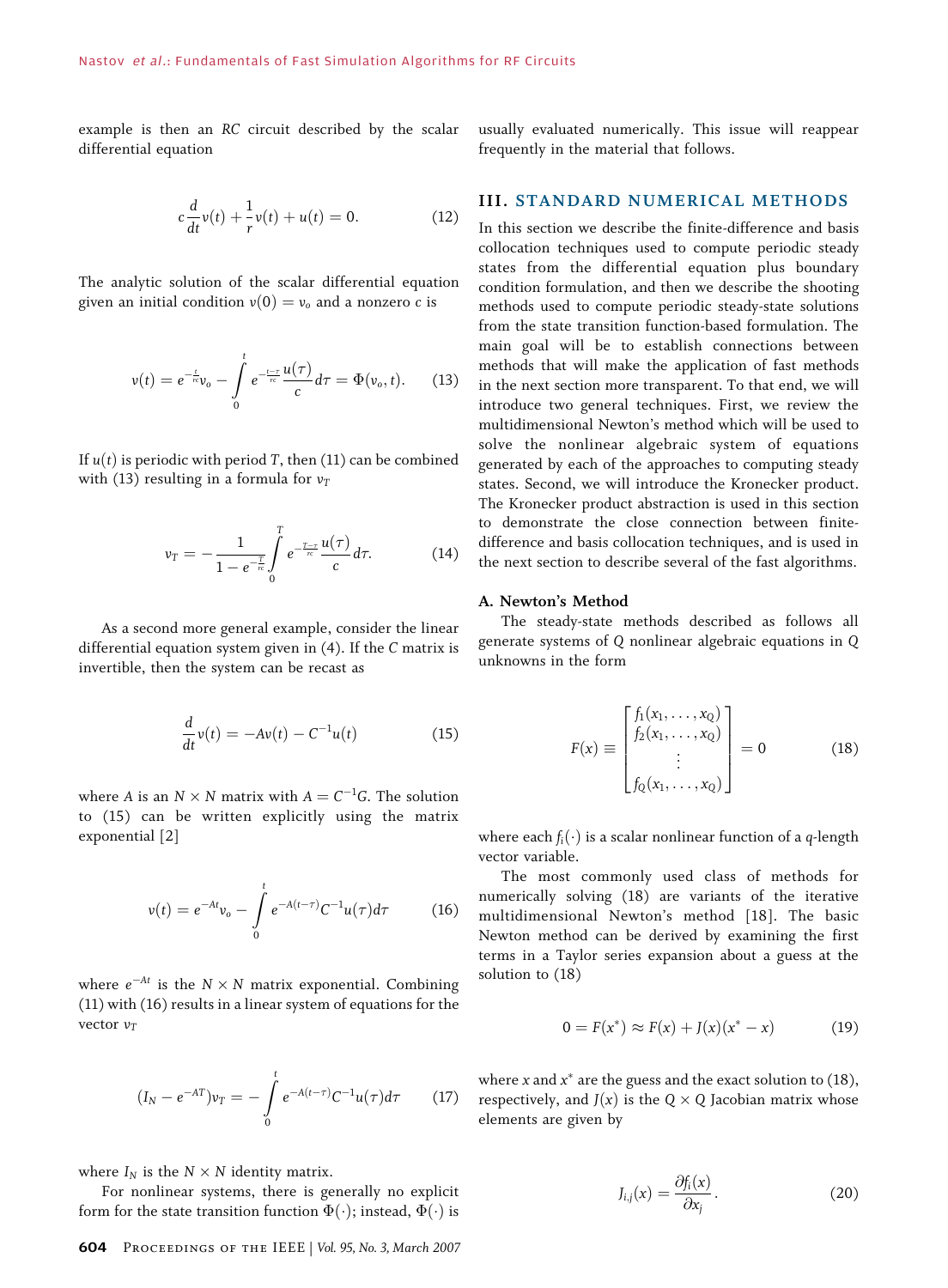example is then an $RC$ circuit described by the scalar differential equation

$$c\frac{d}{dt}v(t) + \frac{1}{r}v(t) + u(t) = 0. \tag{12}$$

The analytic solution of the scalar differential equation given an initial condition $v(0) = v_o$ and a nonzero $c$ is

$$v(t) = e^{-\frac{t}{rc}}v_o - \int_0^t e^{-\frac{t-\tau}{rc}}\frac{u(\tau)}{c}d\tau = \Phi(v_o, t). \tag{13}$$

If $u(t)$ is periodic with period $T$, then (11) can be combined with (13) resulting in a formula for $v_T$

$$v_T = -\frac{1}{1 - e^{-\frac{T}{rc}}}\int_0^T e^{-\frac{T-\tau}{rc}}\frac{u(\tau)}{c}d\tau. \tag{14}$$

As a second more general example, consider the linear differential equation system given in (4). If the $C$ matrix is invertible, then the system can be recast as

$$\frac{d}{dt}v(t) = -Av(t) - C^{-1}u(t) \tag{15}$$

where $A$ is an $N \times N$ matrix with $A = C^{-1}G$. The solution to (15) can be written explicitly using the matrix exponential [2]

$$v(t) = e^{-At}v_o - \int_0^t e^{-A(t-\tau)}C^{-1}u(\tau)d\tau \tag{16}$$

where $e^{-At}$ is the $N \times N$ matrix exponential. Combining (11) with (16) results in a linear system of equations for the vector $v_T$

$$(I_N - e^{-AT})v_T = -\int_0^t e^{-A(t-\tau)}C^{-1}u(\tau)d\tau \tag{17}$$

where $I_N$ is the $N \times N$ identity matrix.

For nonlinear systems, there is generally no explicit form for the state transition function $\Phi(\cdot)$; instead, $\Phi(\cdot)$ is usually evaluated numerically. This issue will reappear frequently in the material that follows.

## III. STANDARD NUMERICAL METHODS

In this section we describe the finite-difference and basis collocation techniques used to compute periodic steady states from the differential equation plus boundary condition formulation, and then we describe the shooting methods used to compute periodic steady-state solutions from the state transition function-based formulation. The main goal will be to establish connections between methods that will make the application of fast methods in the next section more transparent. To that end, we will introduce two general techniques. First, we review the multidimensional Newton's method which will be used to solve the nonlinear algebraic system of equations generated by each of the approaches to computing steady states. Second, we will introduce the Kronecker product. The Kronecker product abstraction is used in this section to demonstrate the close connection between finite-difference and basis collocation techniques, and is used in the next section to describe several of the fast algorithms.

### A. Newton's Method

The steady-state methods described as follows all generate systems of $Q$ nonlinear algebraic equations in $Q$ unknowns in the form

$$F(x) \equiv \begin{bmatrix} f_1(x_1, \ldots, x_Q) \\ f_2(x_1, \ldots, x_Q) \\ \vdots \\ f_Q(x_1, \ldots, x_Q) \end{bmatrix} = 0 \tag{18}$$

where each $f_i(\cdot)$ is a scalar nonlinear function of a $q$-length vector variable.

The most commonly used class of methods for numerically solving (18) are variants of the iterative multidimensional Newton's method [18]. The basic Newton method can be derived by examining the first terms in a Taylor series expansion about a guess at the solution to (18)

$$0 = F(x^*) \approx F(x) + J(x)(x^* - x) \tag{19}$$

where $x$ and $x^*$ are the guess and the exact solution to (18), respectively, and $J(x)$ is the $Q \times Q$ Jacobian matrix whose elements are given by

$$J_{i,j}(x) = \frac{\partial f_i(x)}{\partial x_j}. \tag{20}$$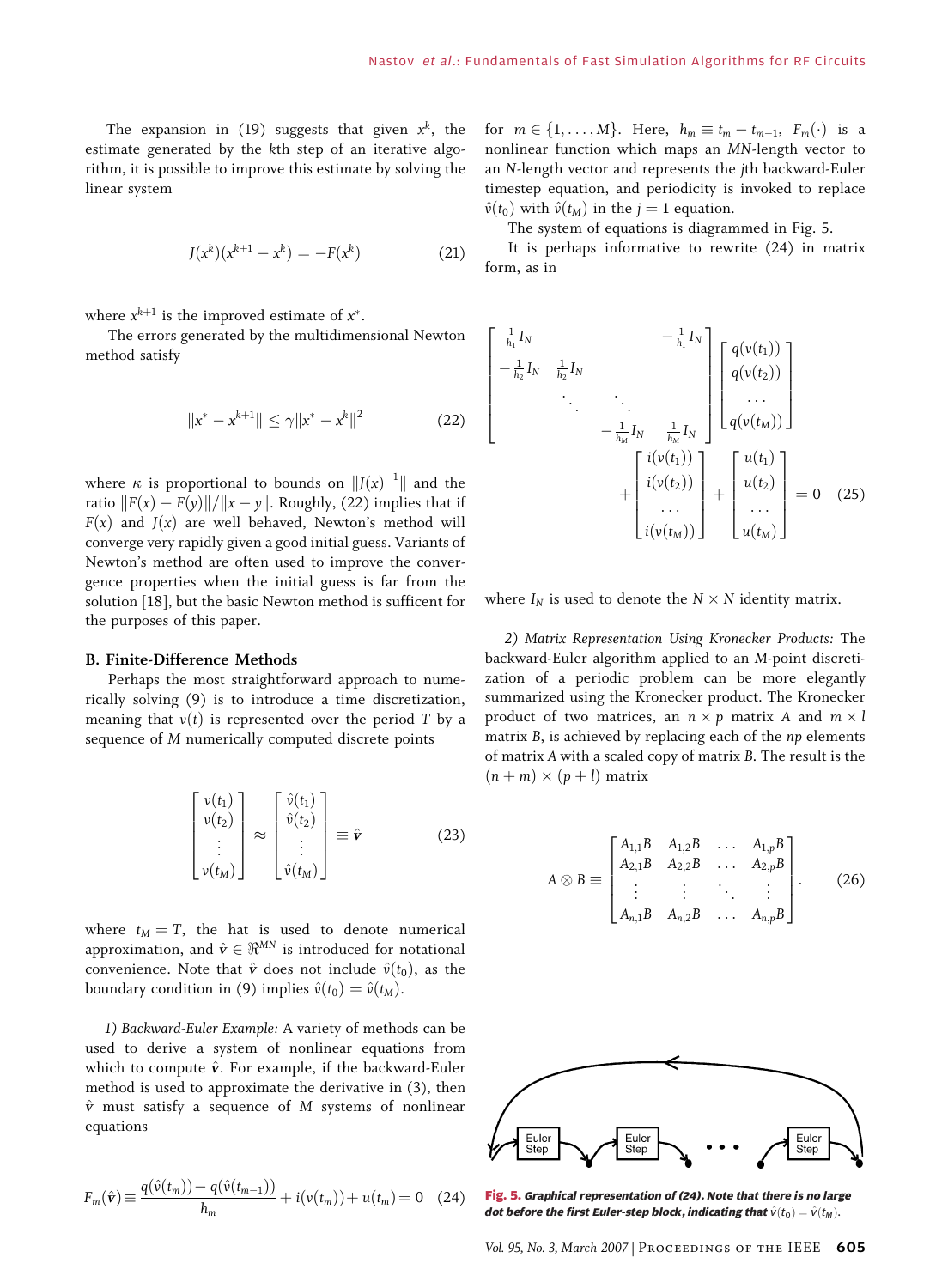The expansion in (19) suggests that given $x^k$, the estimate generated by the $k$th step of an iterative algorithm, it is possible to improve this estimate by solving the linear system

$$J(x^k)(x^{k+1} - x^k) = -F(x^k) \tag{21}$$

where $x^{k+1}$ is the improved estimate of $x^*$.

The errors generated by the multidimensional Newton method satisfy

$$\|x^* - x^{k+1}\| \leq \gamma \|x^* - x^k\|^2 \tag{22}$$

where $\kappa$ is proportional to bounds on $\|J(x)^{-1}\|$ and the ratio $\|F(x) - F(y)\|/\|x - y\|$. Roughly, (22) implies that if $F(x)$ and $J(x)$ are well behaved, Newton's method will converge very rapidly given a good initial guess. Variants of Newton's method are often used to improve the convergence properties when the initial guess is far from the solution [18], but the basic Newton method is sufficent for the purposes of this paper.

### B. Finite-Difference Methods

Perhaps the most straightforward approach to numerically solving (9) is to introduce a time discretization, meaning that $v(t)$ is represented over the period $T$ by a sequence of $M$ numerically computed discrete points

$$\begin{bmatrix} v(t_1) \\ v(t_2) \\ \vdots \\ v(t_M) \end{bmatrix} \approx \begin{bmatrix} \hat{v}(t_1) \\ \hat{v}(t_2) \\ \vdots \\ \hat{v}(t_M) \end{bmatrix} \equiv \hat{\boldsymbol{v}} \tag{23}$$

where $t_M = T$, the hat is used to denote numerical approximation, and $\hat{\boldsymbol{v}} \in \Re^{MN}$ is introduced for notational convenience. Note that $\hat{\boldsymbol{v}}$ does not include $\hat{v}(t_0)$, as the boundary condition in (9) implies $\hat{v}(t_0) = \hat{v}(t_M)$.

*1) Backward-Euler Example:* A variety of methods can be used to derive a system of nonlinear equations from which to compute $\hat{\boldsymbol{v}}$. For example, if the backward-Euler method is used to approximate the derivative in (3), then $\hat{\boldsymbol{v}}$ must satisfy a sequence of $M$ systems of nonlinear equations

$$F_m(\hat{\boldsymbol{v}}) \equiv \frac{q(\hat{v}(t_m)) - q(\hat{v}(t_{m-1}))}{h_m} + i(v(t_m)) + u(t_m) = 0 \tag{24}$$

for $m \in \{1, \ldots, M\}$. Here, $h_m \equiv t_m - t_{m-1}$, $F_m(\cdot)$ is a nonlinear function which maps an $MN$-length vector to an $N$-length vector and represents the $j$th backward-Euler timestep equation, and periodicity is invoked to replace $\hat{v}(t_0)$ with $\hat{v}(t_M)$ in the $j = 1$ equation.

The system of equations is diagrammed in Fig. 5.

It is perhaps informative to rewrite (24) in matrix form, as in

$$\begin{bmatrix} \frac{1}{h_1} I_N & & & -\frac{1}{h_1} I_N \\ -\frac{1}{h_2} I_N & \frac{1}{h_2} I_N & & \\ & \ddots & \ddots & \\ & & -\frac{1}{h_M} I_N & \frac{1}{h_M} I_N \end{bmatrix} \begin{bmatrix} q(v(t_1)) \\ q(v(t_2)) \\ \cdots \\ q(v(t_M)) \end{bmatrix} + \begin{bmatrix} i(v(t_1)) \\ i(v(t_2)) \\ \cdots \\ i(v(t_M)) \end{bmatrix} + \begin{bmatrix} u(t_1) \\ u(t_2) \\ \cdots \\ u(t_M) \end{bmatrix} = 0 \tag{25}$$

where $I_N$ is used to denote the $N \times N$ identity matrix.

*2) Matrix Representation Using Kronecker Products:* The backward-Euler algorithm applied to an $M$-point discretization of a periodic problem can be more elegantly summarized using the Kronecker product. The Kronecker product of two matrices, an $n \times p$ matrix $A$ and $m \times l$ matrix $B$, is achieved by replacing each of the $np$ elements of matrix $A$ with a scaled copy of matrix $B$. The result is the $(n + m) \times (p + l)$ matrix

$$A \otimes B \equiv \begin{bmatrix} A_{1,1}B & A_{1,2}B & \ldots & A_{1,p}B \\ A_{2,1}B & A_{2,2}B & \ldots & A_{2,p}B \\ \vdots & \vdots & \ddots & \vdots \\ A_{n,1}B & A_{n,2}B & \ldots & A_{n,p}B \end{bmatrix}. \tag{26}$$

**Fig. 5.** *Graphical representation of (24). Note that there is no large dot before the first Euler-step block, indicating that $\hat{v}(t_0) = \hat{v}(t_M)$.*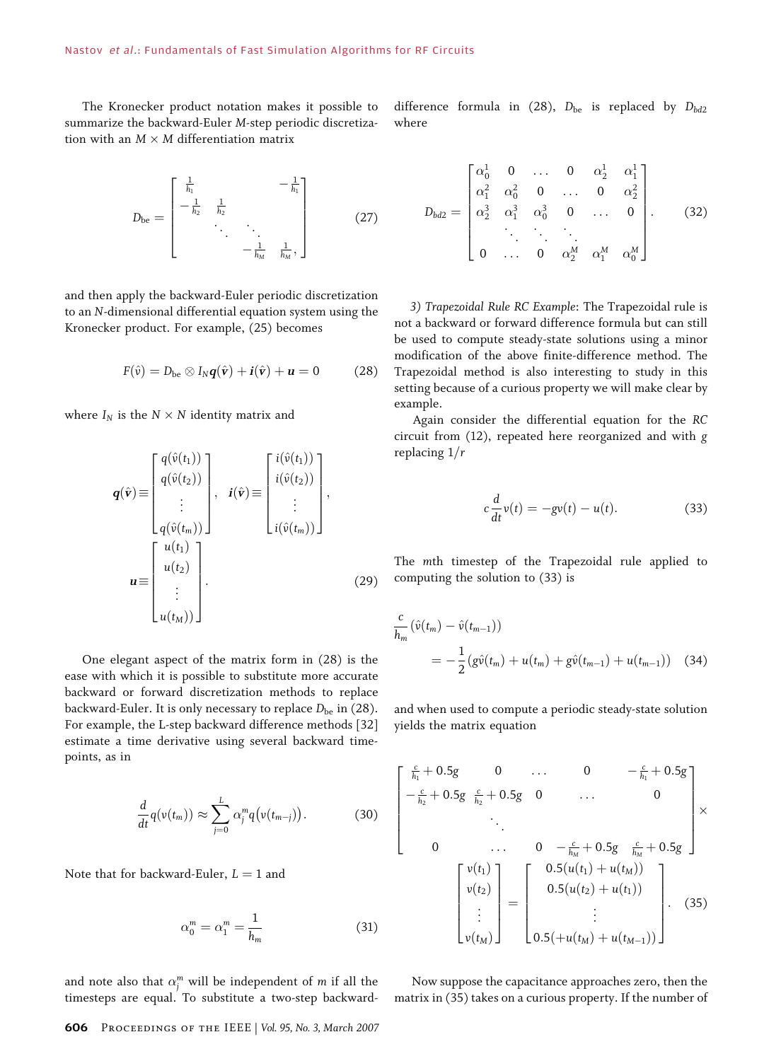The Kronecker product notation makes it possible to summarize the backward-Euler $M$-step periodic discretization with an $M \times M$ differentiation matrix

$$
D_{\text{be}} = \begin{bmatrix} \frac{1}{h_1} & & & -\frac{1}{h_1} \\ -\frac{1}{h_2} & \frac{1}{h_2} & & \\ & \ddots & \ddots & \\ & & -\frac{1}{h_M} & \frac{1}{h_M}, \end{bmatrix} \tag{27}
$$

and then apply the backward-Euler periodic discretization to an $N$-dimensional differential equation system using the Kronecker product. For example, (25) becomes

$$
F(\hat{v}) = D_{\text{be}} \otimes I_N \boldsymbol{q}(\hat{\boldsymbol{v}}) + \boldsymbol{i}(\hat{\boldsymbol{v}}) + \boldsymbol{u} = 0 \tag{28}
$$

where $I_N$ is the $N \times N$ identity matrix and

$$
\boldsymbol{q}(\hat{\boldsymbol{v}}) \equiv \begin{bmatrix} q(\hat{v}(t_1)) \\ q(\hat{v}(t_2)) \\ \vdots \\ q(\hat{v}(t_m)) \end{bmatrix}, \quad \boldsymbol{i}(\hat{\boldsymbol{v}}) \equiv \begin{bmatrix} i(\hat{v}(t_1)) \\ i(\hat{v}(t_2)) \\ \vdots \\ i(\hat{v}(t_m)) \end{bmatrix},
$$
$$
\boldsymbol{u} \equiv \begin{bmatrix} u(t_1) \\ u(t_2) \\ \vdots \\ u(t_M)) \end{bmatrix}. \tag{29}
$$

One elegant aspect of the matrix form in (28) is the ease with which it is possible to substitute more accurate backward or forward discretization methods to replace backward-Euler. It is only necessary to replace $D_{\text{be}}$ in (28). For example, the L-step backward difference methods [32] estimate a time derivative using several backward timepoints, as in

$$
\frac{d}{dt} q(v(t_m)) \approx \sum_{j=0}^{L} \alpha_j^m q\big(v(t_{m-j})\big). \tag{30}
$$

Note that for backward-Euler, $L = 1$ and

$$
\alpha_0^m = \alpha_1^m = \frac{1}{h_m} \tag{31}
$$

and note also that $\alpha_j^m$ will be independent of $m$ if all the timesteps are equal. To substitute a two-step backward-difference formula in (28), $D_{\text{be}}$ is replaced by $D_{bd2}$ where

$$
D_{bd2} = \begin{bmatrix} \alpha_0^1 & 0 & \dots & 0 & \alpha_2^1 & \alpha_1^1 \\ \alpha_1^2 & \alpha_0^2 & 0 & \dots & 0 & \alpha_2^2 \\ \alpha_2^3 & \alpha_1^3 & \alpha_0^3 & 0 & \dots & 0 \\ & \ddots & \ddots & \ddots & & \\ 0 & \dots & 0 & \alpha_2^M & \alpha_1^M & \alpha_0^M \end{bmatrix}. \tag{32}
$$

*3) Trapezoidal Rule RC Example:* The Trapezoidal rule is not a backward or forward difference formula but can still be used to compute steady-state solutions using a minor modification of the above finite-difference method. The Trapezoidal method is also interesting to study in this setting because of a curious property we will make clear by example.

Again consider the differential equation for the $RC$ circuit from (12), repeated here reorganized and with $g$ replacing $1/r$

$$
c \frac{d}{dt} v(t) = -gv(t) - u(t). \tag{33}
$$

The $m$th timestep of the Trapezoidal rule applied to computing the solution to (33) is

$$
\frac{c}{h_m}\left(\hat{v}(t_m) - \hat{v}(t_{m-1})\right) = -\frac{1}{2}\left(g\hat{v}(t_m) + u(t_m) + g\hat{v}(t_{m-1}) + u(t_{m-1})\right) \tag{34}
$$

and when used to compute a periodic steady-state solution yields the matrix equation

$$
\begin{bmatrix} \frac{c}{h_1} + 0.5g & 0 & \dots & 0 & -\frac{c}{h_1} + 0.5g \\ -\frac{c}{h_2} + 0.5g & \frac{c}{h_2} + 0.5g & 0 & \dots & 0 \\ & & \ddots & & \\ 0 & & \dots & 0 \quad -\frac{c}{h_M} + 0.5g & \frac{c}{h_M} + 0.5g \end{bmatrix} \times \begin{bmatrix} v(t_1) \\ v(t_2) \\ \vdots \\ v(t_M) \end{bmatrix} = \begin{bmatrix} 0.5(u(t_1) + u(t_M)) \\ 0.5(u(t_2) + u(t_1)) \\ \vdots \\ 0.5(+u(t_M) + u(t_{M-1})) \end{bmatrix}. \tag{35}
$$

Now suppose the capacitance approaches zero, then the matrix in (35) takes on a curious property. If the number of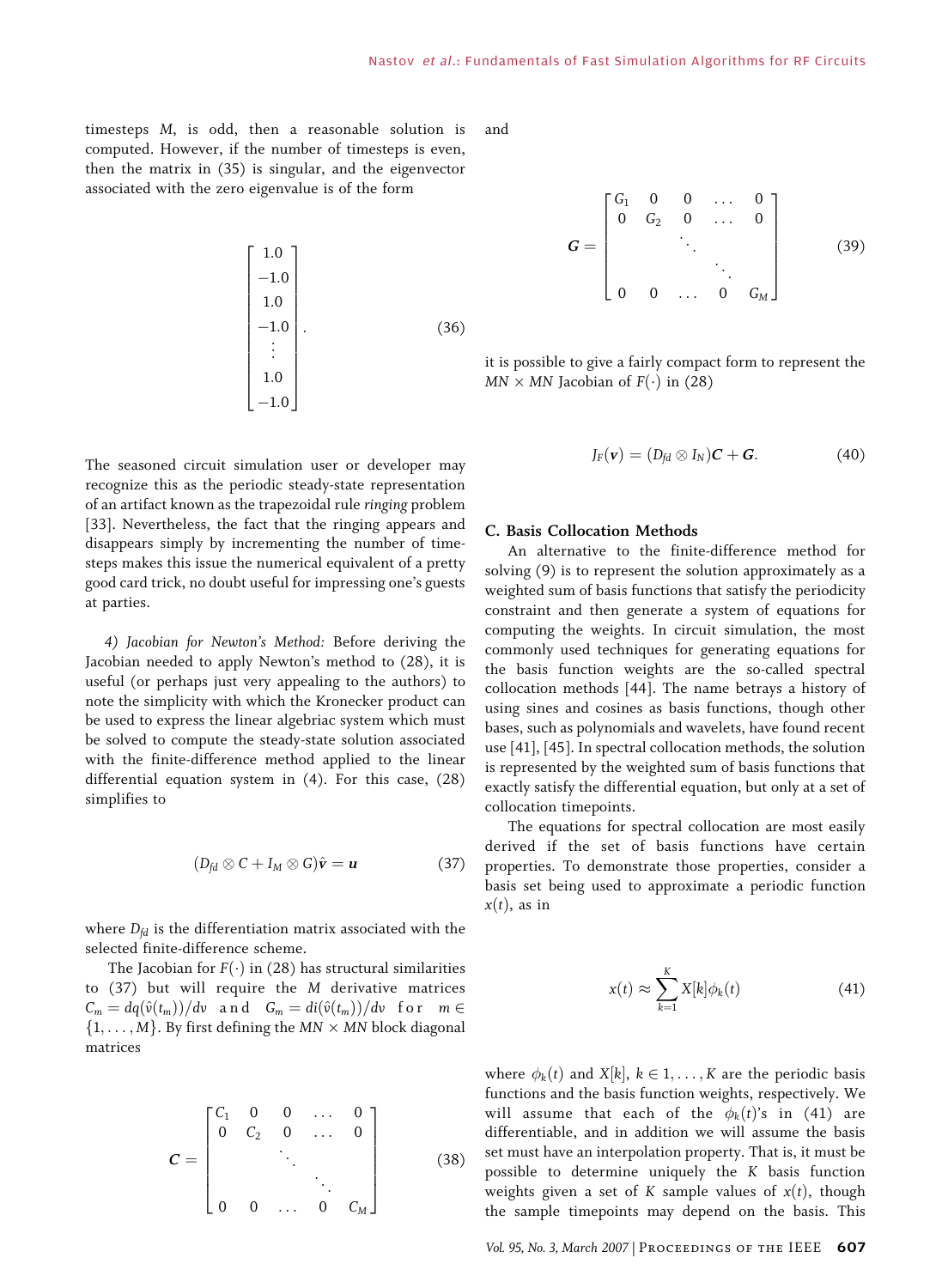timesteps $M$, is odd, then a reasonable solution is computed. However, if the number of timesteps is even, then the matrix in (35) is singular, and the eigenvector associated with the zero eigenvalue is of the form

$$\begin{bmatrix} 1.0 \\ -1.0 \\ 1.0 \\ -1.0 \\ \vdots \\ 1.0 \\ -1.0 \end{bmatrix}. \tag{36}$$

The seasoned circuit simulation user or developer may recognize this as the periodic steady-state representation of an artifact known as the trapezoidal rule *ringing* problem [33]. Nevertheless, the fact that the ringing appears and disappears simply by incrementing the number of timesteps makes this issue the numerical equivalent of a pretty good card trick, no doubt useful for impressing one's guests at parties.

*4) Jacobian for Newton's Method:* Before deriving the Jacobian needed to apply Newton's method to (28), it is useful (or perhaps just very appealing to the authors) to note the simplicity with which the Kronecker product can be used to express the linear algebriac system which must be solved to compute the steady-state solution associated with the finite-difference method applied to the linear differential equation system in (4). For this case, (28) simplifies to

$$(D_{fd} \otimes C + I_M \otimes G)\hat{\boldsymbol{v}} = \boldsymbol{u} \tag{37}$$

where $D_{fd}$ is the differentiation matrix associated with the selected finite-difference scheme.

The Jacobian for $F(\cdot)$ in (28) has structural similarities to (37) but will require the $M$ derivative matrices $C_m = dq(\hat{v}(t_m))/dv$ and $G_m = di(\hat{v}(t_m))/dv$ for $m \in \{1, \ldots, M\}$. By first defining the $MN \times MN$ block diagonal matrices

$$\boldsymbol{C} = \begin{bmatrix} C_1 & 0 & 0 & \ldots & 0 \\ 0 & C_2 & 0 & \ldots & 0 \\ & & \ddots & & \\ & & & \ddots & \\ 0 & 0 & \ldots & 0 & C_M \end{bmatrix} \tag{38}$$

and

$$\boldsymbol{G} = \begin{bmatrix} G_1 & 0 & 0 & \ldots & 0 \\ 0 & G_2 & 0 & \ldots & 0 \\ & & \ddots & & \\ & & & \ddots & \\ 0 & 0 & \ldots & 0 & G_M \end{bmatrix} \tag{39}$$

it is possible to give a fairly compact form to represent the $MN \times MN$ Jacobian of $F(\cdot)$ in (28)

$$J_F(\boldsymbol{v}) = (D_{fd} \otimes I_N)\boldsymbol{C} + \boldsymbol{G}. \tag{40}$$

### C. Basis Collocation Methods

An alternative to the finite-difference method for solving (9) is to represent the solution approximately as a weighted sum of basis functions that satisfy the periodicity constraint and then generate a system of equations for computing the weights. In circuit simulation, the most commonly used techniques for generating equations for the basis function weights are the so-called spectral collocation methods [44]. The name betrays a history of using sines and cosines as basis functions, though other bases, such as polynomials and wavelets, have found recent use [41], [45]. In spectral collocation methods, the solution is represented by the weighted sum of basis functions that exactly satisfy the differential equation, but only at a set of collocation timepoints.

The equations for spectral collocation are most easily derived if the set of basis functions have certain properties. To demonstrate those properties, consider a basis set being used to approximate a periodic function $x(t)$, as in

$$x(t) \approx \sum_{k=1}^{K} X[k]\phi_k(t) \tag{41}$$

where $\phi_k(t)$ and $X[k]$, $k \in 1, \ldots, K$ are the periodic basis functions and the basis function weights, respectively. We will assume that each of the $\phi_k(t)$'s in (41) are differentiable, and in addition we will assume the basis set must have an interpolation property. That is, it must be possible to determine uniquely the $K$ basis function weights given a set of $K$ sample values of $x(t)$, though the sample timepoints may depend on the basis. This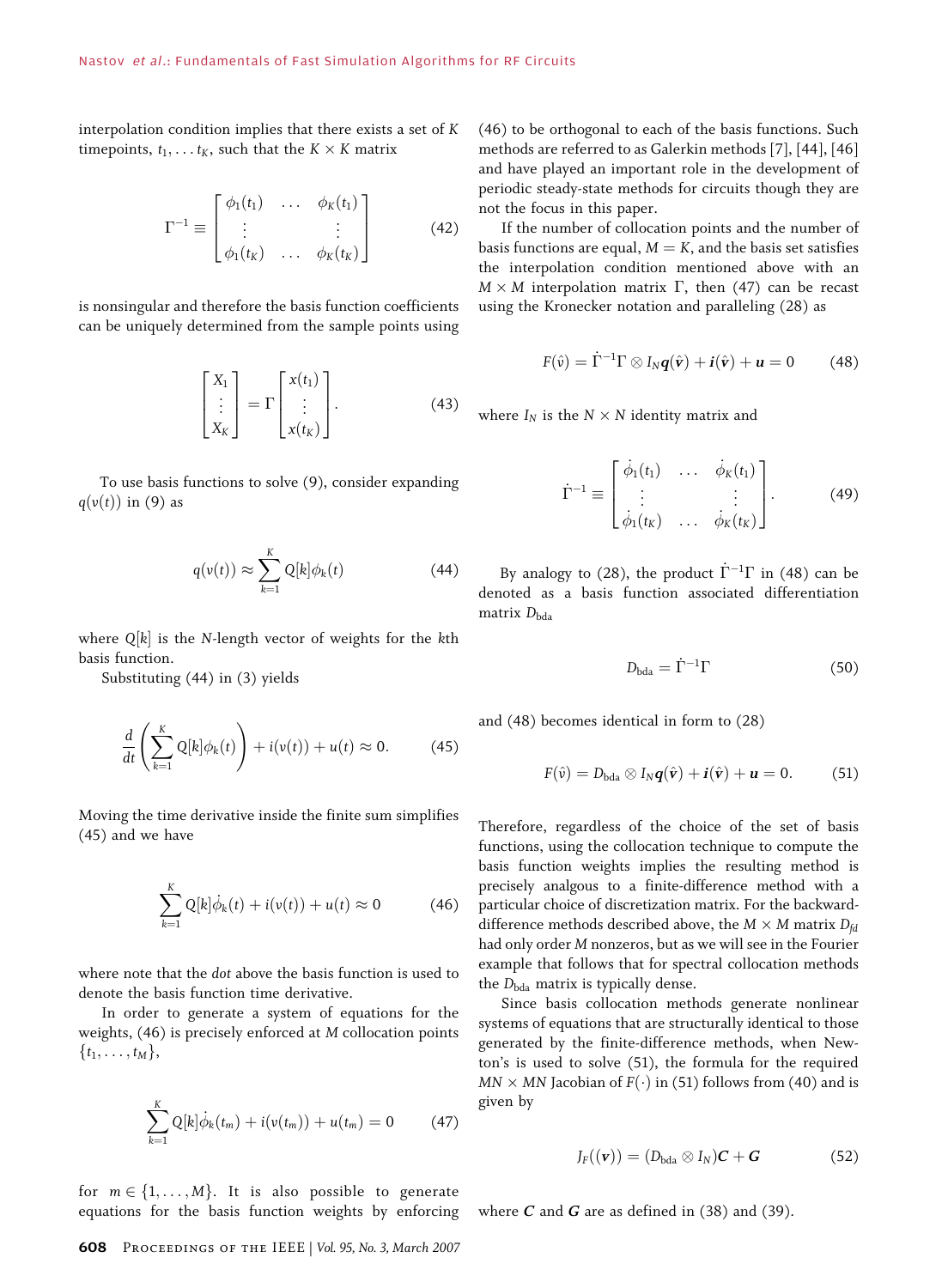interpolation condition implies that there exists a set of $K$ timepoints, $t_1, \ldots t_K$, such that the $K \times K$ matrix

$$\Gamma^{-1} \equiv \begin{bmatrix} \phi_1(t_1) & \ldots & \phi_K(t_1) \\ \vdots & & \vdots \\ \phi_1(t_K) & \ldots & \phi_K(t_K) \end{bmatrix} \tag{42}$$

is nonsingular and therefore the basis function coefficients can be uniquely determined from the sample points using

$$\begin{bmatrix} X_1 \\ \vdots \\ X_K \end{bmatrix} = \Gamma \begin{bmatrix} x(t_1) \\ \vdots \\ x(t_K) \end{bmatrix}. \tag{43}$$

To use basis functions to solve (9), consider expanding $q(v(t))$ in (9) as

$$q(v(t)) \approx \sum_{k=1}^{K} Q[k]\phi_k(t) \tag{44}$$

where $Q[k]$ is the $N$-length vector of weights for the $k$th basis function.

Substituting (44) in (3) yields

$$\frac{d}{dt}\left(\sum_{k=1}^{K} Q[k]\phi_k(t)\right) + i(v(t)) + u(t) \approx 0. \tag{45}$$

Moving the time derivative inside the finite sum simplifies (45) and we have

$$\sum_{k=1}^{K} Q[k]\dot{\phi}_k(t) + i(v(t)) + u(t) \approx 0 \tag{46}$$

where note that the *dot* above the basis function is used to denote the basis function time derivative.

In order to generate a system of equations for the weights, (46) is precisely enforced at $M$ collocation points $\{t_1, \ldots, t_M\}$,

$$\sum_{k=1}^{K} Q[k]\dot{\phi}_k(t_m) + i(v(t_m)) + u(t_m) = 0 \tag{47}$$

for $m \in \{1, \ldots, M\}$. It is also possible to generate equations for the basis function weights by enforcing (46) to be orthogonal to each of the basis functions. Such methods are referred to as Galerkin methods [7], [44], [46] and have played an important role in the development of periodic steady-state methods for circuits though they are not the focus in this paper.

If the number of collocation points and the number of basis functions are equal, $M = K$, and the basis set satisfies the interpolation condition mentioned above with an $M \times M$ interpolation matrix $\Gamma$, then (47) can be recast using the Kronecker notation and paralleling (28) as

$$F(\hat{v}) = \dot{\Gamma}^{-1}\Gamma \otimes I_N \boldsymbol{q}(\hat{\boldsymbol{v}}) + \boldsymbol{i}(\hat{\boldsymbol{v}}) + \boldsymbol{u} = 0 \tag{48}$$

where $I_N$ is the $N \times N$ identity matrix and

$$\dot{\Gamma}^{-1} \equiv \begin{bmatrix} \dot{\phi}_1(t_1) & \ldots & \dot{\phi}_K(t_1) \\ \vdots & & \vdots \\ \dot{\phi}_1(t_K) & \ldots & \dot{\phi}_K(t_K) \end{bmatrix}. \tag{49}$$

By analogy to (28), the product $\dot{\Gamma}^{-1}\Gamma$ in (48) can be denoted as a basis function associated differentiation matrix $D_{\text{bda}}$

$$D_{\text{bda}} = \dot{\Gamma}^{-1}\Gamma \tag{50}$$

and (48) becomes identical in form to (28)

$$F(\hat{v}) = D_{\text{bda}} \otimes I_N \boldsymbol{q}(\hat{\boldsymbol{v}}) + \boldsymbol{i}(\hat{\boldsymbol{v}}) + \boldsymbol{u} = 0. \tag{51}$$

Therefore, regardless of the choice of the set of basis functions, using the collocation technique to compute the basis function weights implies the resulting method is precisely analgous to a finite-difference method with a particular choice of discretization matrix. For the backward-difference methods described above, the $M \times M$ matrix $D_{fd}$ had only order $M$ nonzeros, but as we will see in the Fourier example that follows that for spectral collocation methods the $D_{\text{bda}}$ matrix is typically dense.

Since basis collocation methods generate nonlinear systems of equations that are structurally identical to those generated by the finite-difference methods, when Newton's is used to solve (51), the formula for the required $MN \times MN$ Jacobian of $F(\cdot)$ in (51) follows from (40) and is given by

$$J_F((\boldsymbol{v})) = (D_{\text{bda}} \otimes I_N)\boldsymbol{C} + \boldsymbol{G} \tag{52}$$

where $\boldsymbol{C}$ and $\boldsymbol{G}$ are as defined in (38) and (39).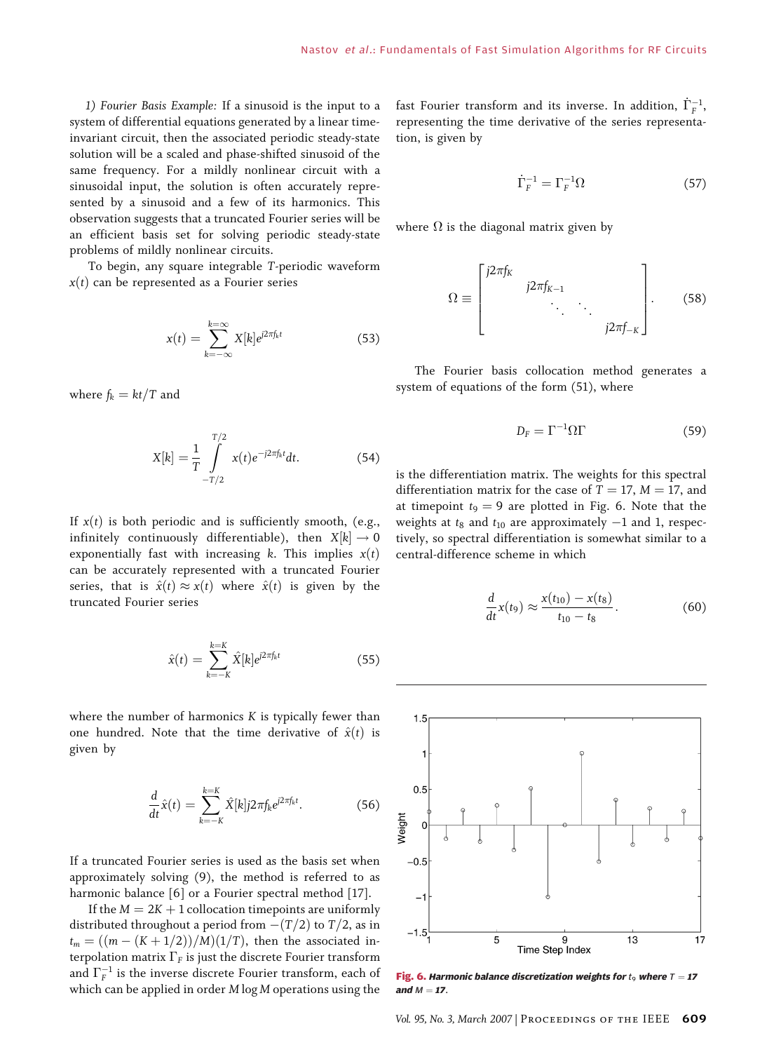*1) Fourier Basis Example:* If a sinusoid is the input to a system of differential equations generated by a linear time-invariant circuit, then the associated periodic steady-state solution will be a scaled and phase-shifted sinusoid of the same frequency. For a mildly nonlinear circuit with a sinusoidal input, the solution is often accurately represented by a sinusoid and a few of its harmonics. This observation suggests that a truncated Fourier series will be an efficient basis set for solving periodic steady-state problems of mildly nonlinear circuits.

To begin, any square integrable $T$-periodic waveform $x(t)$ can be represented as a Fourier series

$$x(t) = \sum_{k=-\infty}^{k=\infty} X[k] e^{j2\pi f_k t} \tag{53}$$

where $f_k = kt/T$ and

$$X[k] = \frac{1}{T} \int_{-T/2}^{T/2} x(t) e^{-j2\pi f_k t} dt. \tag{54}$$

If $x(t)$ is both periodic and is sufficiently smooth, (e.g., infinitely continuously differentiable), then $X[k] \to 0$ exponentially fast with increasing $k$. This implies $x(t)$ can be accurately represented with a truncated Fourier series, that is $\hat{x}(t) \approx x(t)$ where $\hat{x}(t)$ is given by the truncated Fourier series

$$\hat{x}(t) = \sum_{k=-K}^{k=K} \hat{X}[k] e^{j2\pi f_k t} \tag{55}$$

where the number of harmonics $K$ is typically fewer than one hundred. Note that the time derivative of $\hat{x}(t)$ is given by

$$\frac{d}{dt}\hat{x}(t) = \sum_{k=-K}^{k=K} \hat{X}[k] j2\pi f_k e^{j2\pi f_k t}. \tag{56}$$

If a truncated Fourier series is used as the basis set when approximately solving (9), the method is referred to as harmonic balance [6] or a Fourier spectral method [17].

If the $M = 2K + 1$ collocation timepoints are uniformly distributed throughout a period from $-(T/2)$ to $T/2$, as in $t_m = ((m - (K + 1/2))/M)(1/T)$, then the associated interpolation matrix $\Gamma_F$ is just the discrete Fourier transform and $\Gamma_F^{-1}$ is the inverse discrete Fourier transform, each of which can be applied in order $M \log M$ operations using the fast Fourier transform and its inverse. In addition, $\dot{\Gamma}_F^{-1}$, representing the time derivative of the series representation, is given by

$$\dot{\Gamma}_F^{-1} = \Gamma_F^{-1} \Omega \tag{57}$$

where $\Omega$ is the diagonal matrix given by

$$\Omega \equiv \begin{bmatrix} j2\pi f_K & & & \\ & j2\pi f_{K-1} & & \\ & & \ddots & \\ & & & j2\pi f_{-K} \end{bmatrix}. \tag{58}$$

The Fourier basis collocation method generates a system of equations of the form (51), where

$$D_F = \Gamma^{-1} \Omega \Gamma \tag{59}$$

is the differentiation matrix. The weights for this spectral differentiation matrix for the case of $T = 17$, $M = 17$, and at timepoint $t_9 = 9$ are plotted in Fig. 6. Note that the weights at $t_8$ and $t_{10}$ are approximately $-1$ and 1, respectively, so spectral differentiation is somewhat similar to a central-difference scheme in which

$$\frac{d}{dt} x(t_9) \approx \frac{x(t_{10}) - x(t_8)}{t_{10} - t_8}. \tag{60}$$

**Fig. 6.** ***Harmonic balance discretization weights for $t_9$ where $T = 17$ and $M = 17$.***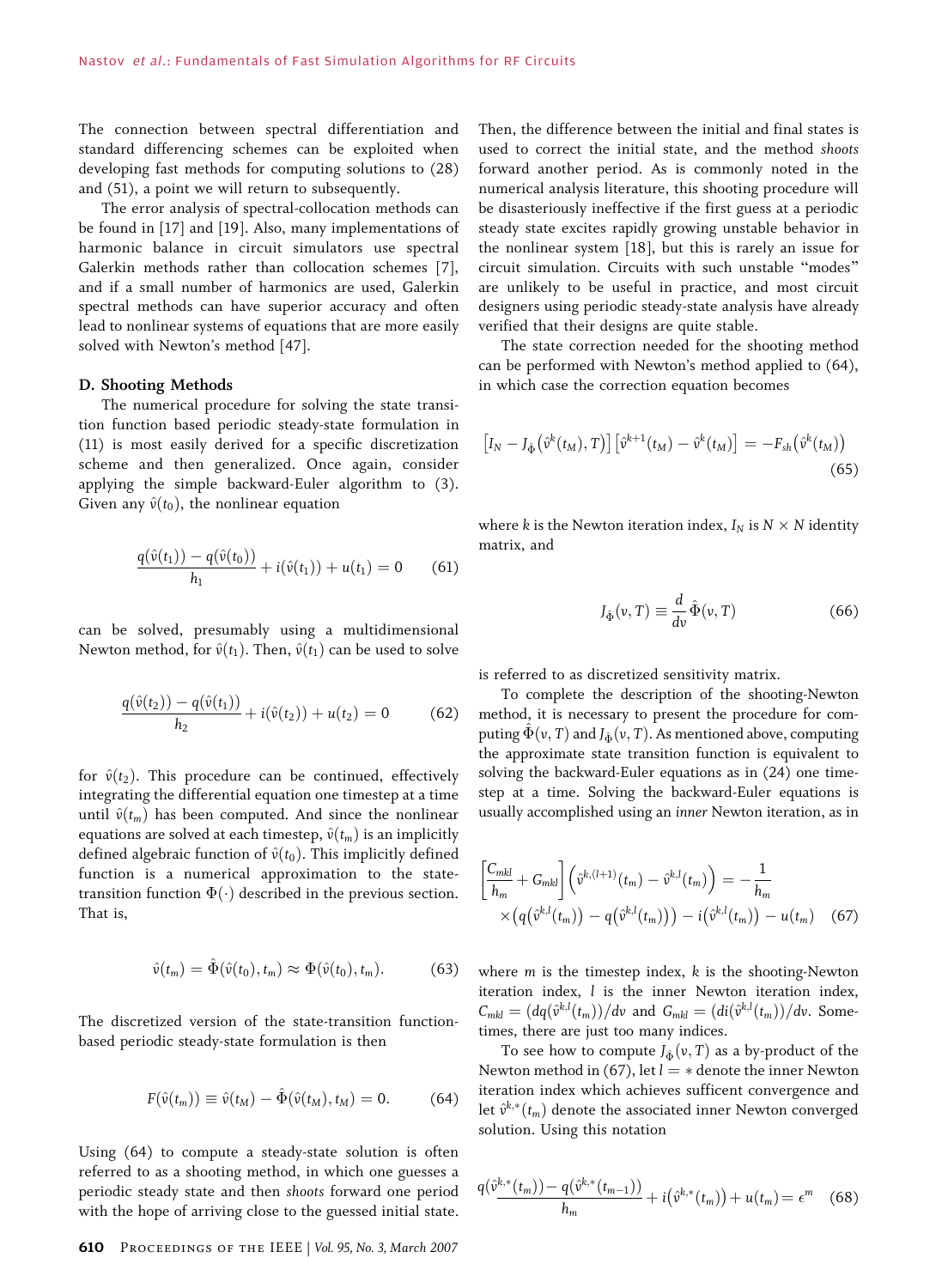The connection between spectral differentiation and standard differencing schemes can be exploited when developing fast methods for computing solutions to (28) and (51), a point we will return to subsequently.

The error analysis of spectral-collocation methods can be found in [17] and [19]. Also, many implementations of harmonic balance in circuit simulators use spectral Galerkin methods rather than collocation schemes [7], and if a small number of harmonics are used, Galerkin spectral methods can have superior accuracy and often lead to nonlinear systems of equations that are more easily solved with Newton's method [47].

### D. Shooting Methods

The numerical procedure for solving the state transition function based periodic steady-state formulation in (11) is most easily derived for a specific discretization scheme and then generalized. Once again, consider applying the simple backward-Euler algorithm to (3). Given any $\hat{v}(t_0)$, the nonlinear equation

$$\frac{q(\hat{v}(t_1)) - q(\hat{v}(t_0))}{h_1} + i(\hat{v}(t_1)) + u(t_1) = 0 \qquad (61)$$

can be solved, presumably using a multidimensional Newton method, for $\hat{v}(t_1)$. Then, $\hat{v}(t_1)$ can be used to solve

$$\frac{q(\hat{v}(t_2)) - q(\hat{v}(t_1))}{h_2} + i(\hat{v}(t_2)) + u(t_2) = 0 \qquad (62)$$

for $\hat{v}(t_2)$. This procedure can be continued, effectively integrating the differential equation one timestep at a time until $\hat{v}(t_m)$ has been computed. And since the nonlinear equations are solved at each timestep, $\hat{v}(t_m)$ is an implicitly defined algebraic function of $\hat{v}(t_0)$. This implicitly defined function is a numerical approximation to the state-transition function $\Phi(\cdot)$ described in the previous section. That is,

$$\hat{v}(t_m) = \hat{\Phi}(\hat{v}(t_0), t_m) \approx \Phi(\hat{v}(t_0), t_m). \qquad (63)$$

The discretized version of the state-transition function-based periodic steady-state formulation is then

$$F(\hat{v}(t_m)) \equiv \hat{v}(t_M) - \hat{\Phi}(\hat{v}(t_M), t_M) = 0. \qquad (64)$$

Using (64) to compute a steady-state solution is often referred to as a shooting method, in which one guesses a periodic steady state and then *shoots* forward one period with the hope of arriving close to the guessed initial state. Then, the difference between the initial and final states is used to correct the initial state, and the method *shoots* forward another period. As is commonly noted in the numerical analysis literature, this shooting procedure will be disasteriously ineffective if the first guess at a periodic steady state excites rapidly growing unstable behavior in the nonlinear system [18], but this is rarely an issue for circuit simulation. Circuits with such unstable "modes" are unlikely to be useful in practice, and most circuit designers using periodic steady-state analysis have already verified that their designs are quite stable.

The state correction needed for the shooting method can be performed with Newton's method applied to (64), in which case the correction equation becomes

$$\left[I_N - J_{\hat{\Phi}}\left(\hat{v}^k(t_M), T\right)\right]\left[\hat{v}^{k+1}(t_M) - \hat{v}^k(t_M)\right] = -F_{sh}\left(\hat{v}^k(t_M)\right) \qquad (65)$$

where $k$ is the Newton iteration index, $I_N$ is $N \times N$ identity matrix, and

$$J_{\hat{\Phi}}(v, T) \equiv \frac{d}{dv}\hat{\Phi}(v, T) \qquad (66)$$

is referred to as discretized sensitivity matrix.

To complete the description of the shooting-Newton method, it is necessary to present the procedure for computing $\hat{\Phi}(v, T)$ and $J_{\hat{\Phi}}(v, T)$. As mentioned above, computing the approximate state transition function is equivalent to solving the backward-Euler equations as in (24) one timestep at a time. Solving the backward-Euler equations is usually accomplished using an *inner* Newton iteration, as in

$$\left[\frac{C_{mkl}}{h_m} + G_{mkl}\right]\left(\hat{v}^{k,(l+1)}(t_m) - \hat{v}^{k,l}(t_m)\right) = -\frac{1}{h_m} \times \left(q\left(\hat{v}^{k,l}(t_m)\right) - q\left(\hat{v}^{k,l}(t_m)\right)\right) - i\left(\hat{v}^{k,l}(t_m)\right) - u(t_m) \qquad (67)$$

where $m$ is the timestep index, $k$ is the shooting-Newton iteration index, $l$ is the inner Newton iteration index, $C_{mkl} = (dq(\hat{v}^{k,l}(t_m)))/dv$ and $G_{mkl} = (di(\hat{v}^{k,l}(t_m)))/dv$. Sometimes, there are just too many indices.

To see how to compute $J_{\hat{\Phi}}(v, T)$ as a by-product of the Newton method in (67), let $l = *$ denote the inner Newton iteration index which achieves sufficent convergence and let $\hat{v}^{k,*}(t_m)$ denote the associated inner Newton converged solution. Using this notation

$$\frac{q(\hat{v}^{k,*}(t_m)) - q(\hat{v}^{k,*}(t_{m-1}))}{h_m} + i\left(\hat{v}^{k,*}(t_m)\right) + u(t_m) = \epsilon^m \qquad (68)$$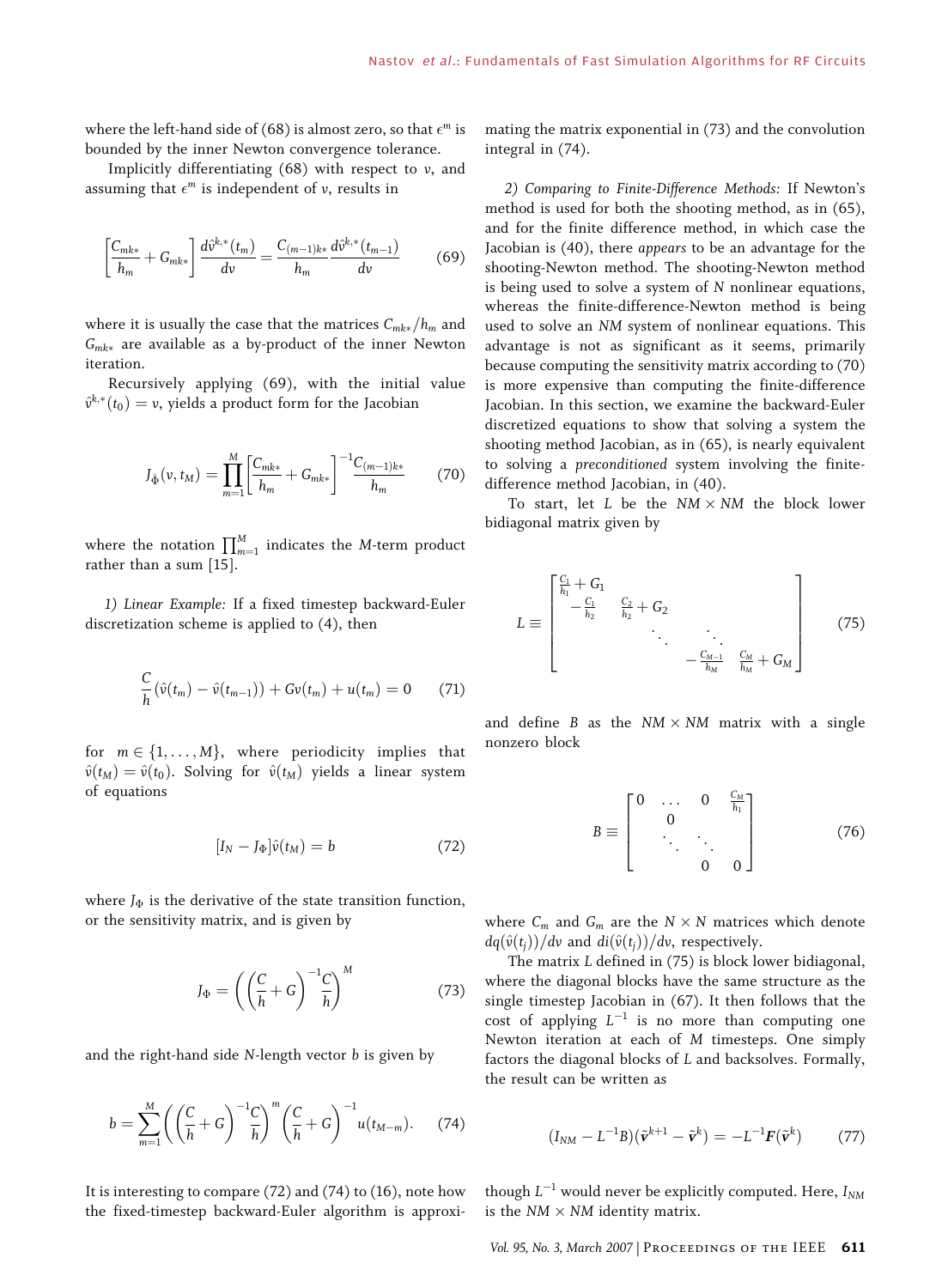where the left-hand side of (68) is almost zero, so that $\epsilon^m$ is bounded by the inner Newton convergence tolerance.

Implicitly differentiating (68) with respect to $v$, and assuming that $\epsilon^m$ is independent of $v$, results in

$$\left[\frac{C_{mk*}}{h_m} + G_{mk*}\right]\frac{d\hat{v}^{k,*}(t_m)}{dv} = \frac{C_{(m-1)k*}}{h_m}\frac{d\hat{v}^{k,*}(t_{m-1})}{dv} \tag{69}$$

where it is usually the case that the matrices $C_{mk*}/h_m$ and $G_{mk*}$ are available as a by-product of the inner Newton iteration.

Recursively applying (69), with the initial value $\hat{v}^{k,*}(t_0) = v$, yields a product form for the Jacobian

$$J_{\hat{\Phi}}(v, t_M) = \prod_{m=1}^{M}\left[\frac{C_{mk*}}{h_m} + G_{mk*}\right]^{-1}\frac{C_{(m-1)k*}}{h_m} \tag{70}$$

where the notation $\prod_{m=1}^{M}$ indicates the $M$-term product rather than a sum [15].

*1) Linear Example:* If a fixed timestep backward-Euler discretization scheme is applied to (4), then

$$\frac{C}{h}\left(\hat{v}(t_m) - \hat{v}(t_{m-1})\right) + Gv(t_m) + u(t_m) = 0 \tag{71}$$

for $m \in \{1, \ldots, M\}$, where periodicity implies that $\hat{v}(t_M) = \hat{v}(t_0)$. Solving for $\hat{v}(t_M)$ yields a linear system of equations

$$[I_N - J_\Phi]\hat{v}(t_M) = b \tag{72}$$

where $J_\Phi$ is the derivative of the state transition function, or the sensitivity matrix, and is given by

$$J_\Phi = \left(\left(\frac{C}{h} + G\right)^{-1}\frac{C}{h}\right)^{M} \tag{73}$$

and the right-hand side $N$-length vector $b$ is given by

$$b = \sum_{m=1}^{M}\left(\left(\frac{C}{h} + G\right)^{-1}\frac{C}{h}\right)^{m}\left(\frac{C}{h} + G\right)^{-1}u(t_{M-m}). \tag{74}$$

It is interesting to compare (72) and (74) to (16), note how the fixed-timestep backward-Euler algorithm is approximating the matrix exponential in (73) and the convolution integral in (74).

*2) Comparing to Finite-Difference Methods:* If Newton's method is used for both the shooting method, as in (65), and for the finite difference method, in which case the Jacobian is (40), there *appears* to be an advantage for the shooting-Newton method. The shooting-Newton method is being used to solve a system of $N$ nonlinear equations, whereas the finite-difference-Newton method is being used to solve an $NM$ system of nonlinear equations. This advantage is not as significant as it seems, primarily because computing the sensitivity matrix according to (70) is more expensive than computing the finite-difference Jacobian. In this section, we examine the backward-Euler discretized equations to show that solving a system the shooting method Jacobian, as in (65), is nearly equivalent to solving a *preconditioned* system involving the finite-difference method Jacobian, in (40).

To start, let $L$ be the $NM \times NM$ the block lower bidiagonal matrix given by

$$L \equiv \begin{bmatrix} \frac{C_1}{h_1} + G_1 & & & \\ -\frac{C_1}{h_2} & \frac{C_2}{h_2} + G_2 & & \\ & \ddots & \ddots & \\ & & -\frac{C_{M-1}}{h_M} & \frac{C_M}{h_M} + G_M \end{bmatrix} \tag{75}$$

and define $B$ as the $NM \times NM$ matrix with a single nonzero block

$$B \equiv \begin{bmatrix} 0 & \ldots & 0 & \frac{C_M}{h_1} \\ & 0 & & \\ & \ddots & \ddots & \\ & & 0 & 0 \end{bmatrix} \tag{76}$$

where $C_m$ and $G_m$ are the $N \times N$ matrices which denote $dq(\hat{v}(t_j))/dv$ and $di(\hat{v}(t_j))/dv$, respectively.

The matrix $L$ defined in (75) is block lower bidiagonal, where the diagonal blocks have the same structure as the single timestep Jacobian in (67). It then follows that the cost of applying $L^{-1}$ is no more than computing one Newton iteration at each of $M$ timesteps. One simply factors the diagonal blocks of $L$ and backsolves. Formally, the result can be written as

$$(I_{NM} - L^{-1}B)(\tilde{\mathbf{v}}^{k+1} - \tilde{\mathbf{v}}^{k}) = -L^{-1}\boldsymbol{F}(\tilde{\mathbf{v}}^{k}) \tag{77}$$

though $L^{-1}$ would never be explicitly computed. Here, $I_{NM}$ is the $NM \times NM$ identity matrix.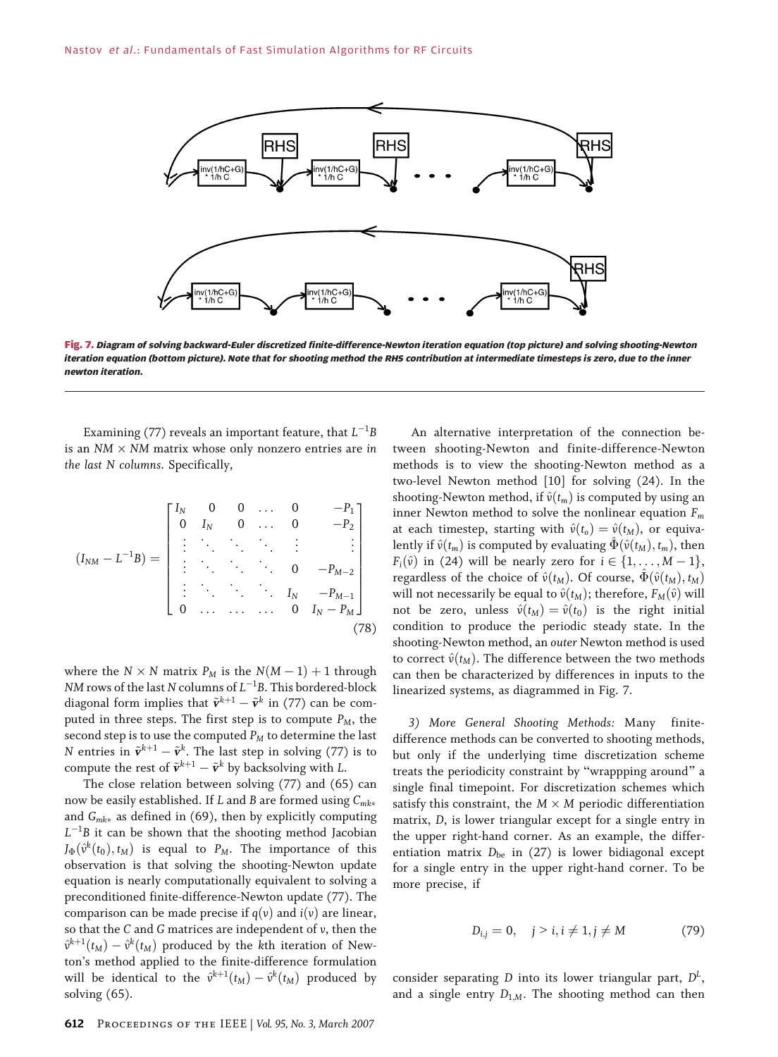Fig. 7. *Diagram of solving backward-Euler discretized finite-difference-Newton iteration equation (top picture) and solving shooting-Newton iteration equation (bottom picture). Note that for shooting method the RHS contribution at intermediate timesteps is zero, due to the inner newton iteration.*

Examining (77) reveals an important feature, that $L^{-1}B$ is an $NM \times NM$ matrix whose only nonzero entries are *in the last N columns*. Specifically,

$$(I_{NM} - L^{-1}B) = \begin{bmatrix} I_N & 0 & 0 & \dots & 0 & -P_1 \\ 0 & I_N & 0 & \dots & 0 & -P_2 \\ \vdots & \ddots & \ddots & \ddots & \vdots & \vdots \\ \vdots & \ddots & \ddots & \ddots & 0 & -P_{M-2} \\ \vdots & \ddots & \ddots & \ddots & I_N & -P_{M-1} \\ 0 & \dots & \dots & \dots & 0 & I_N - P_M \end{bmatrix} \tag{78}$$

where the $N \times N$ matrix $P_M$ is the $N(M-1)+1$ through $NM$ rows of the last $N$ columns of $L^{-1}B$. This bordered-block diagonal form implies that $\tilde{\mathbf{v}}^{k+1} - \tilde{\mathbf{v}}^k$ in (77) can be computed in three steps. The first step is to compute $P_M$, the second step is to use the computed $P_M$ to determine the last $N$ entries in $\tilde{\mathbf{v}}^{k+1} - \tilde{\mathbf{v}}^k$. The last step in solving (77) is to compute the rest of $\tilde{\mathbf{v}}^{k+1} - \tilde{\mathbf{v}}^k$ by backsolving with $L$.

The close relation between solving (77) and (65) can now be easily established. If $L$ and $B$ are formed using $C_{mk*}$ and $G_{mk*}$ as defined in (69), then by explicitly computing $L^{-1}B$ it can be shown that the shooting method Jacobian $J_\Phi(\hat{v}^k(t_0), t_M)$ is equal to $P_M$. The importance of this observation is that solving the shooting-Newton update equation is nearly computationally equivalent to solving a preconditioned finite-difference-Newton update (77). The comparison can be made precise if $q(v)$ and $i(v)$ are linear, so that the $C$ and $G$ matrices are independent of $v$, then the $\hat{v}^{k+1}(t_M) - \hat{v}^k(t_M)$ produced by the $k$th iteration of Newton's method applied to the finite-difference formulation will be identical to the $\hat{v}^{k+1}(t_M) - \hat{v}^k(t_M)$ produced by solving (65).

An alternative interpretation of the connection between shooting-Newton and finite-difference-Newton methods is to view the shooting-Newton method as a two-level Newton method [10] for solving (24). In the shooting-Newton method, if $\hat{v}(t_m)$ is computed by using an inner Newton method to solve the nonlinear equation $F_m$ at each timestep, starting with $\hat{v}(t_o) = \hat{v}(t_M)$, or equivalently if $\hat{v}(t_m)$ is computed by evaluating $\hat{\Phi}(\hat{v}(t_M), t_m)$, then $F_i(\hat{v})$ in (24) will be nearly zero for $i \in \{1, \dots, M-1\}$, regardless of the choice of $\hat{v}(t_M)$. Of course, $\hat{\Phi}(\hat{v}(t_M), t_M)$ will not necessarily be equal to $\hat{v}(t_M)$; therefore, $F_M(\hat{v})$ will not be zero, unless $\hat{v}(t_M) = \hat{v}(t_0)$ is the right initial condition to produce the periodic steady state. In the shooting-Newton method, an *outer* Newton method is used to correct $\hat{v}(t_M)$. The difference between the two methods can then be characterized by differences in inputs to the linearized systems, as diagrammed in Fig. 7.

*3) More General Shooting Methods:* Many finite-difference methods can be converted to shooting methods, but only if the underlying time discretization scheme treats the periodicity constraint by "wrappping around" a single final timepoint. For discretization schemes which satisfy this constraint, the $M \times M$ periodic differentiation matrix, $D$, is lower triangular except for a single entry in the upper right-hand corner. As an example, the differentiation matrix $D_{\text{be}}$ in (27) is lower bidiagonal except for a single entry in the upper right-hand corner. To be more precise, if

$$D_{i,j} = 0, \quad j > i, i \neq 1, j \neq M \tag{79}$$

consider separating $D$ into its lower triangular part, $D^L$, and a single entry $D_{1,M}$. The shooting method can then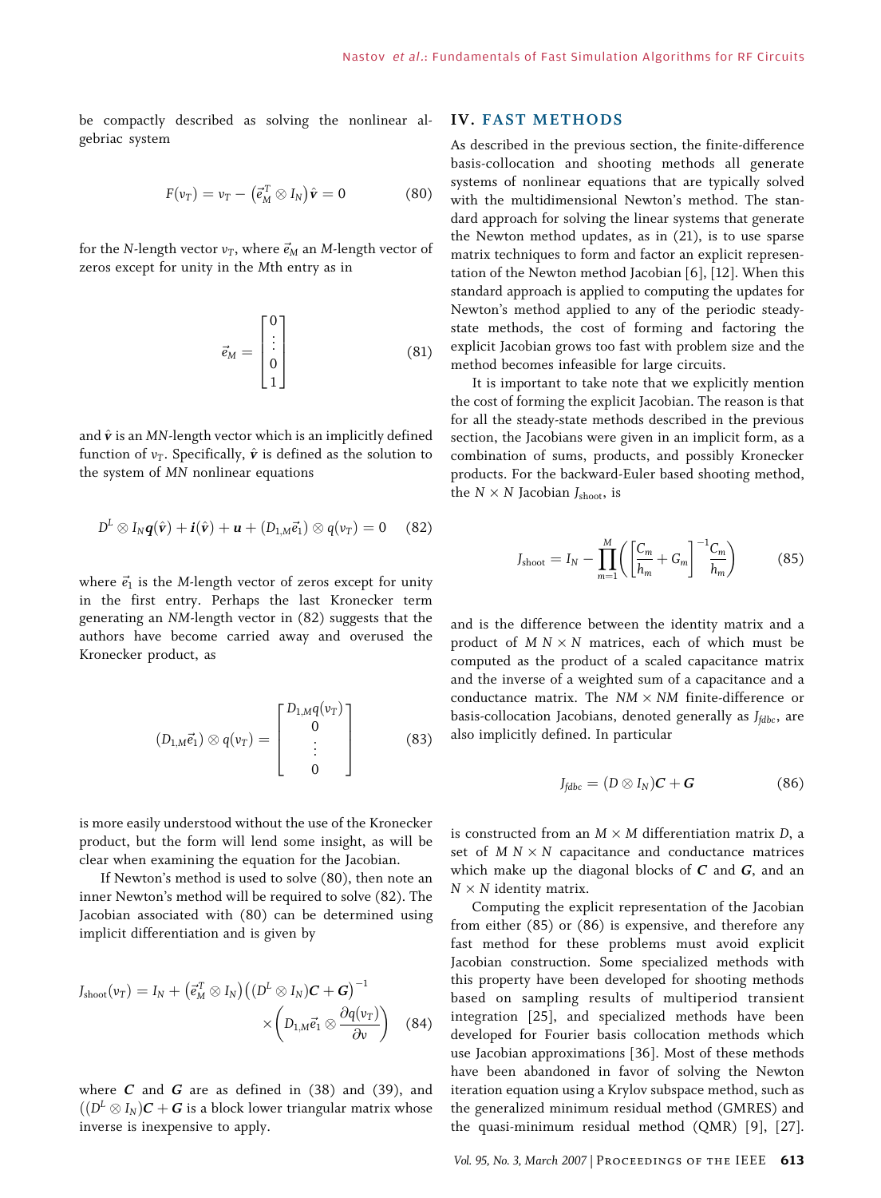be compactly described as solving the nonlinear algebriac system

$$F(v_T) = v_T - \left(\vec{e}_M^{\,T} \otimes I_N\right)\hat{\boldsymbol{v}} = 0 \tag{80}$$

for the $N$-length vector $v_T$, where $\vec{e}_M$ an $M$-length vector of zeros except for unity in the $M$th entry as in

$$\vec{e}_M = \begin{bmatrix} 0 \\ \vdots \\ 0 \\ 1 \end{bmatrix} \tag{81}$$

and $\hat{\boldsymbol{v}}$ is an $MN$-length vector which is an implicitly defined function of $v_T$. Specifically, $\hat{\boldsymbol{v}}$ is defined as the solution to the system of $MN$ nonlinear equations

$$D^L \otimes I_N \boldsymbol{q}(\hat{\boldsymbol{v}}) + \boldsymbol{i}(\hat{\boldsymbol{v}}) + \boldsymbol{u} + (D_{1,M}\vec{e}_1) \otimes q(v_T) = 0 \tag{82}$$

where $\vec{e}_1$ is the $M$-length vector of zeros except for unity in the first entry. Perhaps the last Kronecker term generating an $NM$-length vector in (82) suggests that the authors have become carried away and overused the Kronecker product, as

$$(D_{1,M}\vec{e}_1) \otimes q(v_T) = \begin{bmatrix} D_{1,M}q(v_T) \\ 0 \\ \vdots \\ 0 \end{bmatrix} \tag{83}$$

is more easily understood without the use of the Kronecker product, but the form will lend some insight, as will be clear when examining the equation for the Jacobian.

If Newton's method is used to solve (80), then note an inner Newton's method will be required to solve (82). The Jacobian associated with (80) can be determined using implicit differentiation and is given by

$$J_{\text{shoot}}(v_T) = I_N + \left(\vec{e}_M^{\,T} \otimes I_N\right)\left((D^L \otimes I_N)\boldsymbol{C} + \boldsymbol{G}\right)^{-1} \times \left(D_{1,M}\vec{e}_1 \otimes \frac{\partial q(v_T)}{\partial v}\right) \tag{84}$$

where $\boldsymbol{C}$ and $\boldsymbol{G}$ are as defined in (38) and (39), and $((D^L \otimes I_N)\boldsymbol{C} + \boldsymbol{G}$ is a block lower triangular matrix whose inverse is inexpensive to apply.

## IV. FAST METHODS

As described in the previous section, the finite-difference basis-collocation and shooting methods all generate systems of nonlinear equations that are typically solved with the multidimensional Newton's method. The standard approach for solving the linear systems that generate the Newton method updates, as in (21), is to use sparse matrix techniques to form and factor an explicit representation of the Newton method Jacobian [6], [12]. When this standard approach is applied to computing the updates for Newton's method applied to any of the periodic steady-state methods, the cost of forming and factoring the explicit Jacobian grows too fast with problem size and the method becomes infeasible for large circuits.

It is important to take note that we explicitly mention the cost of forming the explicit Jacobian. The reason is that for all the steady-state methods described in the previous section, the Jacobians were given in an implicit form, as a combination of sums, products, and possibly Kronecker products. For the backward-Euler based shooting method, the $N \times N$ Jacobian $J_{\text{shoot}}$, is

$$J_{\text{shoot}} = I_N - \prod_{m=1}^{M}\left(\left[\frac{C_m}{h_m} + G_m\right]^{-1}\frac{C_m}{h_m}\right) \tag{85}$$

and is the difference between the identity matrix and a product of $M$ $N \times N$ matrices, each of which must be computed as the product of a scaled capacitance matrix and the inverse of a weighted sum of a capacitance and a conductance matrix. The $NM \times NM$ finite-difference or basis-collocation Jacobians, denoted generally as $J_{fdbc}$, are also implicitly defined. In particular

$$J_{fdbc} = (D \otimes I_N)\boldsymbol{C} + \boldsymbol{G} \tag{86}$$

is constructed from an $M \times M$ differentiation matrix $D$, a set of $M$ $N \times N$ capacitance and conductance matrices which make up the diagonal blocks of $\boldsymbol{C}$ and $\boldsymbol{G}$, and an $N \times N$ identity matrix.

Computing the explicit representation of the Jacobian from either (85) or (86) is expensive, and therefore any fast method for these problems must avoid explicit Jacobian construction. Some specialized methods with this property have been developed for shooting methods based on sampling results of multiperiod transient integration [25], and specialized methods have been developed for Fourier basis collocation methods which use Jacobian approximations [36]. Most of these methods have been abandoned in favor of solving the Newton iteration equation using a Krylov subspace method, such as the generalized minimum residual method (GMRES) and the quasi-minimum residual method (QMR) [9], [27].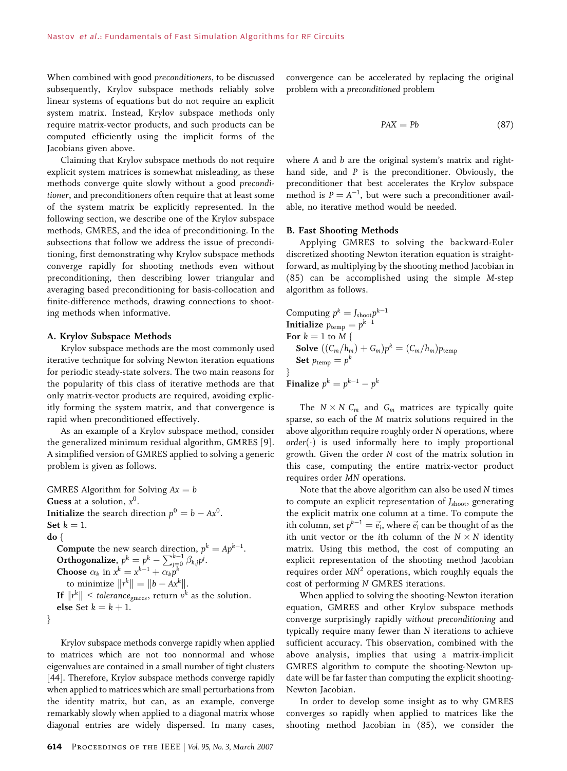When combined with good *preconditioners*, to be discussed subsequently, Krylov subspace methods reliably solve linear systems of equations but do not require an explicit system matrix. Instead, Krylov subspace methods only require matrix-vector products, and such products can be computed efficiently using the implicit forms of the Jacobians given above.

Claiming that Krylov subspace methods do not require explicit system matrices is somewhat misleading, as these methods converge quite slowly without a good *preconditioner*, and preconditioners often require that at least some of the system matrix be explicitly represented. In the following section, we describe one of the Krylov subspace methods, GMRES, and the idea of preconditioning. In the subsections that follow we address the issue of preconditioning, first demonstrating why Krylov subspace methods converge rapidly for shooting methods even without preconditioning, then describing lower triangular and averaging based preconditioning for basis-collocation and finite-difference methods, drawing connections to shooting methods when informative.

### A. Krylov Subspace Methods

Krylov subspace methods are the most commonly used iterative technique for solving Newton iteration equations for periodic steady-state solvers. The two main reasons for the popularity of this class of iterative methods are that only matrix-vector products are required, avoiding explicitly forming the system matrix, and that convergence is rapid when preconditioned effectively.

As an example of a Krylov subspace method, consider the generalized minimum residual algorithm, GMRES [9]. A simplified version of GMRES applied to solving a generic problem is given as follows.

GMRES Algorithm for Solving $Ax = b$
**Guess** at a solution, $x^0$.
**Initialize** the search direction $p^0 = b - Ax^0$.
**Set** $k = 1$.
**do** {
  **Compute** the new search direction, $p^k = Ap^{k-1}$.
  **Orthogonalize**, $p^k = p^k - \sum_{j=0}^{k-1} \beta_{k,j} p^j$.
  **Choose** $\alpha_k$ in $x^k = x^{k-1} + \alpha_k p^k$
    to minimize $\|r^k\| = \|b - Ax^k\|$.
  **If** $\|r^k\| <$ *tolerance*$_{\text{gmres}}$, return $v^k$ as the solution.
  **else** Set $k = k + 1$.
}

Krylov subspace methods converge rapidly when applied to matrices which are not too nonnormal and whose eigenvalues are contained in a small number of tight clusters [44]. Therefore, Krylov subspace methods converge rapidly when applied to matrices which are small perturbations from the identity matrix, but can, as an example, converge remarkably slowly when applied to a diagonal matrix whose diagonal entries are widely dispersed. In many cases, convergence can be accelerated by replacing the original problem with a *preconditioned* problem

$$PAX = Pb \tag{87}$$

where $A$ and $b$ are the original system's matrix and right-hand side, and $P$ is the preconditioner. Obviously, the preconditioner that best accelerates the Krylov subspace method is $P = A^{-1}$, but were such a preconditioner available, no iterative method would be needed.

### B. Fast Shooting Methods

Applying GMRES to solving the backward-Euler discretized shooting Newton iteration equation is straightforward, as multiplying by the shooting method Jacobian in (85) can be accomplished using the simple $M$-step algorithm as follows.

Computing $p^k = J_{\text{shoot}} p^{k-1}$
**Initialize** $p_{\text{temp}} = p^{k-1}$
**For** $k = 1$ to $M$ {
  **Solve** $((C_m/h_m) + G_m)p^k = (C_m/h_m)p_{\text{temp}}$
  **Set** $p_{\text{temp}} = p^k$
}
**Finalize** $p^k = p^{k-1} - p^k$

The $N \times N$ $C_m$ and $G_m$ matrices are typically quite sparse, so each of the $M$ matrix solutions required in the above algorithm require roughly order $N$ operations, where *order*$(\cdot)$ is used informally here to imply proportional growth. Given the order $N$ cost of the matrix solution in this case, computing the entire matrix-vector product requires order $MN$ operations.

Note that the above algorithm can also be used $N$ times to compute an explicit representation of $J_{\text{shoot}}$, generating the explicit matrix one column at a time. To compute the $i$th column, set $p^{k-1} = \vec{e}_i$, where $\vec{e}_i$ can be thought of as the $i$th unit vector or the $i$th column of the $N \times N$ identity matrix. Using this method, the cost of computing an explicit representation of the shooting method Jacobian requires order $MN^2$ operations, which roughly equals the cost of performing $N$ GMRES iterations.

When applied to solving the shooting-Newton iteration equation, GMRES and other Krylov subspace methods converge surprisingly rapidly *without preconditioning* and typically require many fewer than $N$ iterations to achieve sufficient accuracy. This observation, combined with the above analysis, implies that using a matrix-implicit GMRES algorithm to compute the shooting-Newton update will be far faster than computing the explicit shooting-Newton Jacobian.

In order to develop some insight as to why GMRES converges so rapidly when applied to matrices like the shooting method Jacobian in (85), we consider the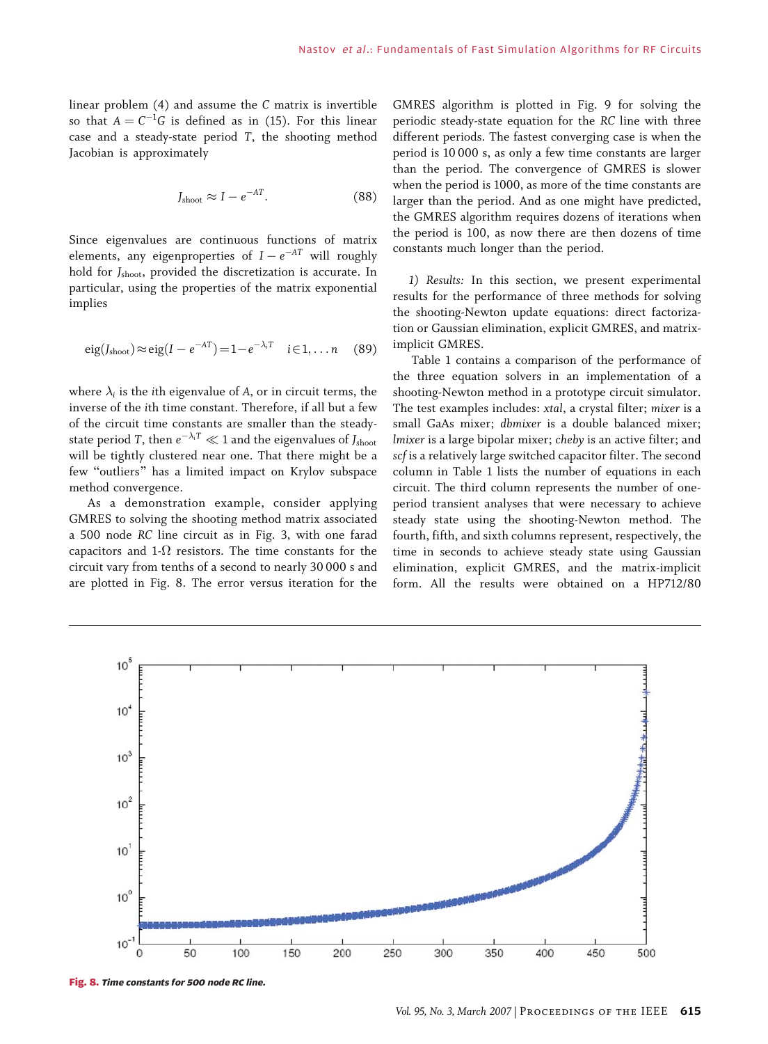linear problem (4) and assume the $C$ matrix is invertible so that $A = C^{-1}G$ is defined as in (15). For this linear case and a steady-state period $T$, the shooting method Jacobian is approximately

$$J_{\text{shoot}} \approx I - e^{-AT}. \tag{88}$$

Since eigenvalues are continuous functions of matrix elements, any eigenproperties of $I - e^{-AT}$ will roughly hold for $J_{\text{shoot}}$, provided the discretization is accurate. In particular, using the properties of the matrix exponential implies

$$\text{eig}(J_{\text{shoot}}) \approx \text{eig}(I - e^{-AT}) = 1 - e^{-\lambda_i T} \quad i \in 1, \ldots n \tag{89}$$

where $\lambda_i$ is the $i$th eigenvalue of $A$, or in circuit terms, the inverse of the $i$th time constant. Therefore, if all but a few of the circuit time constants are smaller than the steady-state period $T$, then $e^{-\lambda_i T} \ll 1$ and the eigenvalues of $J_{\text{shoot}}$ will be tightly clustered near one. That there might be a few "outliers" has a limited impact on Krylov subspace method convergence.

As a demonstration example, consider applying GMRES to solving the shooting method matrix associated a 500 node *RC* line circuit as in Fig. 3, with one farad capacitors and 1-$\Omega$ resistors. The time constants for the circuit vary from tenths of a second to nearly 30 000 s and are plotted in Fig. 8. The error versus iteration for the GMRES algorithm is plotted in Fig. 9 for solving the periodic steady-state equation for the *RC* line with three different periods. The fastest converging case is when the period is 10 000 s, as only a few time constants are larger than the period. The convergence of GMRES is slower when the period is 1000, as more of the time constants are larger than the period. And as one might have predicted, the GMRES algorithm requires dozens of iterations when the period is 100, as now there are then dozens of time constants much longer than the period.

*1) Results:* In this section, we present experimental results for the performance of three methods for solving the shooting-Newton update equations: direct factorization or Gaussian elimination, explicit GMRES, and matrix-implicit GMRES.

Table 1 contains a comparison of the performance of the three equation solvers in an implementation of a shooting-Newton method in a prototype circuit simulator. The test examples includes: *xtal*, a crystal filter; *mixer* is a small GaAs mixer; *dbmixer* is a double balanced mixer; *lmixer* is a large bipolar mixer; *cheby* is an active filter; and *scf* is a relatively large switched capacitor filter. The second column in Table 1 lists the number of equations in each circuit. The third column represents the number of one-period transient analyses that were necessary to achieve steady state using the shooting-Newton method. The fourth, fifth, and sixth columns represent, respectively, the time in seconds to achieve steady state using Gaussian elimination, explicit GMRES, and the matrix-implicit form. All the results were obtained on a HP712/80

**Fig. 8.** *Time constants for 500 node RC line.*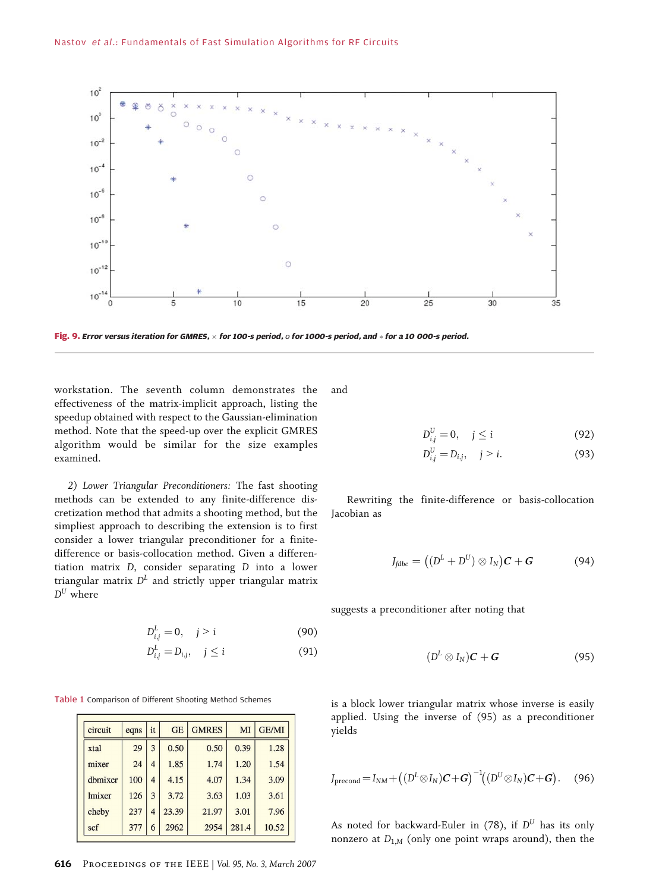Fig. 9. *Error versus iteration for GMRES, $\times$ for 100-s period, o for 1000-s period, and $*$ for a 10 000-s period.*

workstation. The seventh column demonstrates the effectiveness of the matrix-implicit approach, listing the speedup obtained with respect to the Gaussian-elimination method. Note that the speed-up over the explicit GMRES algorithm would be similar for the size examples examined.

*2) Lower Triangular Preconditioners:* The fast shooting methods can be extended to any finite-difference discretization method that admits a shooting method, but the simpliest approach to describing the extension is to first consider a lower triangular preconditioner for a finite-difference or basis-collocation method. Given a differentiation matrix $D$, consider separating $D$ into a lower triangular matrix $D^L$ and strictly upper triangular matrix $D^U$ where

$$D^L_{i,j} = 0, \quad j > i \tag{90}$$
$$D^L_{i,j} = D_{i,j}, \quad j \le i \tag{91}$$

Table 1 Comparison of Different Shooting Method Schemes

| circuit | eqns | it | GE | GMRES | MI | GE/MI |
|---|---|---|---|---|---|---|
| xtal | 29 | 3 | 0.50 | 0.50 | 0.39 | 1.28 |
| mixer | 24 | 4 | 1.85 | 1.74 | 1.20 | 1.54 |
| dbmixer | 100 | 4 | 4.15 | 4.07 | 1.34 | 3.09 |
| lmixer | 126 | 3 | 3.72 | 3.63 | 1.03 | 3.61 |
| cheby | 237 | 4 | 23.39 | 21.97 | 3.01 | 7.96 |
| scf | 377 | 6 | 2962 | 2954 | 281.4 | 10.52 |

and

$$D^U_{i,j} = 0, \quad j \le i \tag{92}$$
$$D^U_{i,j} = D_{i,j}, \quad j > i. \tag{93}$$

Rewriting the finite-difference or basis-collocation Jacobian as

$$J_{fdbc} = \left( (D^L + D^U) \otimes I_N \right) \boldsymbol{C} + \boldsymbol{G} \tag{94}$$

suggests a preconditioner after noting that

$$(D^L \otimes I_N)\boldsymbol{C} + \boldsymbol{G} \tag{95}$$

is a block lower triangular matrix whose inverse is easily applied. Using the inverse of (95) as a preconditioner yields

$$J_{\text{precond}} = I_{NM} + \left( (D^L \otimes I_N)\boldsymbol{C} + \boldsymbol{G} \right)^{-1} \left( (D^U \otimes I_N)\boldsymbol{C} + \boldsymbol{G} \right). \tag{96}$$

As noted for backward-Euler in (78), if $D^U$ has its only nonzero at $D_{1,M}$ (only one point wraps around), then the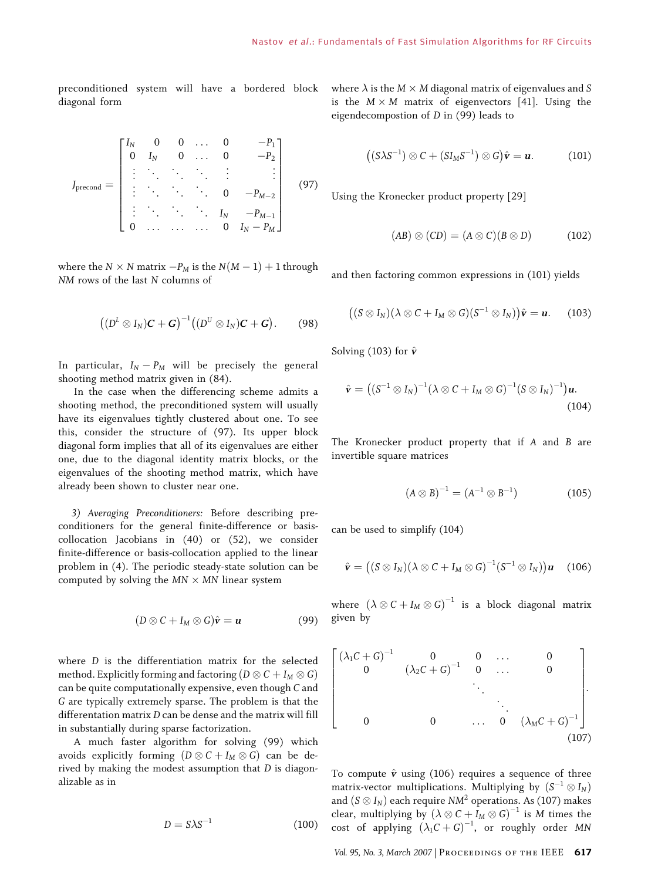preconditioned system will have a bordered block diagonal form

$$J_{\text{precond}} = \begin{bmatrix} I_N & 0 & 0 & \dots & 0 & -P_1 \\ 0 & I_N & 0 & \dots & 0 & -P_2 \\ \vdots & \ddots & \ddots & \ddots & \vdots & \vdots \\ \vdots & \ddots & \ddots & \ddots & 0 & -P_{M-2} \\ \vdots & \ddots & \ddots & \ddots & I_N & -P_{M-1} \\ 0 & \dots & \dots & \dots & 0 & I_N - P_M \end{bmatrix} \tag{97}$$

where the $N \times N$ matrix $-P_M$ is the $N(M-1)+1$ through $NM$ rows of the last $N$ columns of

$$\left((D^L \otimes I_N)\boldsymbol{C} + \boldsymbol{G}\right)^{-1}\left((D^U \otimes I_N)\boldsymbol{C} + \boldsymbol{G}\right). \tag{98}$$

In particular, $I_N - P_M$ will be precisely the general shooting method matrix given in (84).

In the case when the differencing scheme admits a shooting method, the preconditioned system will usually have its eigenvalues tightly clustered about one. To see this, consider the structure of (97). Its upper block diagonal form implies that all of its eigenvalues are either one, due to the diagonal identity matrix blocks, or the eigenvalues of the shooting method matrix, which have already been shown to cluster near one.

*3) Averaging Preconditioners:* Before describing preconditioners for the general finite-difference or basis-collocation Jacobians in (40) or (52), we consider finite-difference or basis-collocation applied to the linear problem in (4). The periodic steady-state solution can be computed by solving the $MN \times MN$ linear system

$$(D \otimes C + I_M \otimes G)\hat{\boldsymbol{v}} = \boldsymbol{u} \tag{99}$$

where $D$ is the differentiation matrix for the selected method. Explicitly forming and factoring $(D \otimes C + I_M \otimes G)$ can be quite computationally expensive, even though $C$ and $G$ are typically extremely sparse. The problem is that the differentation matrix $D$ can be dense and the matrix will fill in substantially during sparse factorization.

A much faster algorithm for solving (99) which avoids explicitly forming $(D \otimes C + I_M \otimes G)$ can be derived by making the modest assumption that $D$ is diagonalizable as in

$$D = S\lambda S^{-1} \tag{100}$$

where $\lambda$ is the $M \times M$ diagonal matrix of eigenvalues and $S$ is the $M \times M$ matrix of eigenvectors [41]. Using the eigendecompostion of $D$ in (99) leads to

$$\left((S\lambda S^{-1}) \otimes C + (SI_M S^{-1}) \otimes G\right)\hat{\boldsymbol{v}} = \boldsymbol{u}. \tag{101}$$

Using the Kronecker product property [29]

$$(AB) \otimes (CD) = (A \otimes C)(B \otimes D) \tag{102}$$

and then factoring common expressions in (101) yields

$$\left((S \otimes I_N)(\lambda \otimes C + I_M \otimes G)(S^{-1} \otimes I_N)\right)\hat{\boldsymbol{v}} = \boldsymbol{u}. \tag{103}$$

Solving (103) for $\hat{\boldsymbol{v}}$

$$\hat{\boldsymbol{v}} = \left((S^{-1} \otimes I_N)^{-1}(\lambda \otimes C + I_M \otimes G)^{-1}(S \otimes I_N)^{-1}\right)\boldsymbol{u}. \tag{104}$$

The Kronecker product property that if $A$ and $B$ are invertible square matrices

$$(A \otimes B)^{-1} = (A^{-1} \otimes B^{-1}) \tag{105}$$

can be used to simplify (104)

$$\hat{\boldsymbol{v}} = \left((S \otimes I_N)(\lambda \otimes C + I_M \otimes G)^{-1}(S^{-1} \otimes I_N)\right)\boldsymbol{u} \tag{106}$$

where $(\lambda \otimes C + I_M \otimes G)^{-1}$ is a block diagonal matrix given by

$$\begin{bmatrix} (\lambda_1 C + G)^{-1} & 0 & 0 & \dots & 0 \\ 0 & (\lambda_2 C + G)^{-1} & 0 & \dots & 0 \\ & & \ddots & & \\ & & & \ddots & \\ 0 & 0 & \dots & 0 & (\lambda_M C + G)^{-1} \end{bmatrix}. \tag{107}$$

To compute $\hat{\boldsymbol{v}}$ using (106) requires a sequence of three matrix-vector multiplications. Multiplying by $(S^{-1} \otimes I_N)$ and $(S \otimes I_N)$ each require $NM^2$ operations. As (107) makes clear, multiplying by $(\lambda \otimes C + I_M \otimes G)^{-1}$ is $M$ times the cost of applying $(\lambda_1 C + G)^{-1}$, or roughly order $MN$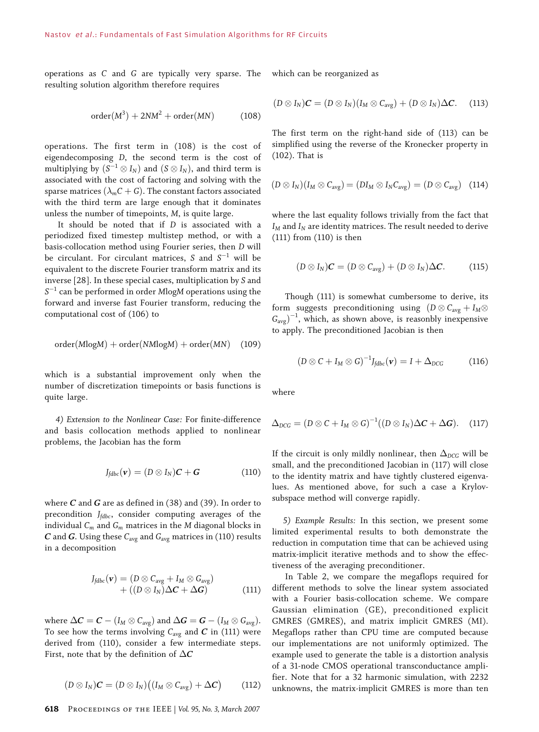operations as $C$ and $G$ are typically very sparse. The resulting solution algorithm therefore requires

$$\text{order}(M^3) + 2NM^2 + \text{order}(MN) \tag{108}$$

operations. The first term in (108) is the cost of eigendecomposing $D$, the second term is the cost of multiplying by $(S^{-1} \otimes I_N)$ and $(S \otimes I_N)$, and third term is associated with the cost of factoring and solving with the sparse matrices $(\lambda_m C + G)$. The constant factors associated with the third term are large enough that it dominates unless the number of timepoints, $M$, is quite large.

It should be noted that if $D$ is associated with a periodized fixed timestep multistep method, or with a basis-collocation method using Fourier series, then $D$ will be circulant. For circulant matrices, $S$ and $S^{-1}$ will be equivalent to the discrete Fourier transform matrix and its inverse [28]. In these special cases, multiplication by $S$ and $S^{-1}$ can be performed in order $M\log M$ operations using the forward and inverse fast Fourier transform, reducing the computational cost of (106) to

$$\text{order}(M\log M) + \text{order}(NM\log M) + \text{order}(MN) \tag{109}$$

which is a substantial improvement only when the number of discretization timepoints or basis functions is quite large.

*4) Extension to the Nonlinear Case:* For finite-difference and basis collocation methods applied to nonlinear problems, the Jacobian has the form

$$J_{fdbc}(\boldsymbol{v}) = (D \otimes I_N)\boldsymbol{C} + \boldsymbol{G} \tag{110}$$

where $\boldsymbol{C}$ and $\boldsymbol{G}$ are as defined in (38) and (39). In order to precondition $J_{fdbc}$, consider computing averages of the individual $C_m$ and $G_m$ matrices in the $M$ diagonal blocks in $\boldsymbol{C}$ and $\boldsymbol{G}$. Using these $C_{\text{avg}}$ and $G_{\text{avg}}$ matrices in (110) results in a decomposition

$$\begin{aligned} J_{fdbc}(\boldsymbol{v}) = &(D \otimes C_{\text{avg}} + I_M \otimes G_{\text{avg}}) \\ &+ ((D \otimes I_N)\Delta\boldsymbol{C} + \Delta\boldsymbol{G}) \end{aligned} \tag{111}$$

where $\Delta\boldsymbol{C} = \boldsymbol{C} - (I_M \otimes C_{\text{avg}})$ and $\Delta\boldsymbol{G} = \boldsymbol{G} - (I_M \otimes G_{\text{avg}})$. To see how the terms involving $C_{\text{avg}}$ and $\boldsymbol{C}$ in (111) were derived from (110), consider a few intermediate steps. First, note that by the definition of $\Delta\boldsymbol{C}$

$$(D \otimes I_N)\boldsymbol{C} = (D \otimes I_N)\big((I_M \otimes C_{\text{avg}}) + \Delta\boldsymbol{C}\big) \tag{112}$$

which can be reorganized as

$$(D \otimes I_N)\boldsymbol{C} = (D \otimes I_N)(I_M \otimes C_{\text{avg}}) + (D \otimes I_N)\Delta\boldsymbol{C}. \tag{113}$$

The first term on the right-hand side of (113) can be simplified using the reverse of the Kronecker property in (102). That is

$$(D \otimes I_N)(I_M \otimes C_{\text{avg}}) = (DI_M \otimes I_N C_{\text{avg}}) = (D \otimes C_{\text{avg}}) \tag{114}$$

where the last equality follows trivially from the fact that $I_M$ and $I_N$ are identity matrices. The result needed to derive (111) from (110) is then

$$(D \otimes I_N)\boldsymbol{C} = (D \otimes C_{\text{avg}}) + (D \otimes I_N)\Delta\boldsymbol{C}. \tag{115}$$

Though (111) is somewhat cumbersome to derive, its form suggests preconditioning using $(D \otimes C_{\text{avg}} + I_M \otimes G_{\text{avg}})^{-1}$, which, as shown above, is reasonbly inexpensive to apply. The preconditioned Jacobian is then

$$(D \otimes C + I_M \otimes G)^{-1} J_{fdbc}(\boldsymbol{v}) = I + \Delta_{DCG} \tag{116}$$

where

$$\Delta_{DCG} = (D \otimes C + I_M \otimes G)^{-1}((D \otimes I_N)\Delta\boldsymbol{C} + \Delta\boldsymbol{G}). \tag{117}$$

If the circuit is only mildly nonlinear, then $\Delta_{DCG}$ will be small, and the preconditioned Jacobian in (117) will close to the identity matrix and have tightly clustered eigenvalues. As mentioned above, for such a case a Krylov-subspace method will converge rapidly.

*5) Example Results:* In this section, we present some limited experimental results to both demonstrate the reduction in computation time that can be achieved using matrix-implicit iterative methods and to show the effectiveness of the averaging preconditioner.

In Table 2, we compare the megaflops required for different methods to solve the linear system associated with a Fourier basis-collocation scheme. We compare Gaussian elimination (GE), preconditioned explicit GMRES (GMRES), and matrix implicit GMRES (MI). Megaflops rather than CPU time are computed because our implementations are not uniformly optimized. The example used to generate the table is a distortion analysis of a 31-node CMOS operational transconductance amplifier. Note that for a 32 harmonic simulation, with 2232 unknowns, the matrix-implicit GMRES is more than ten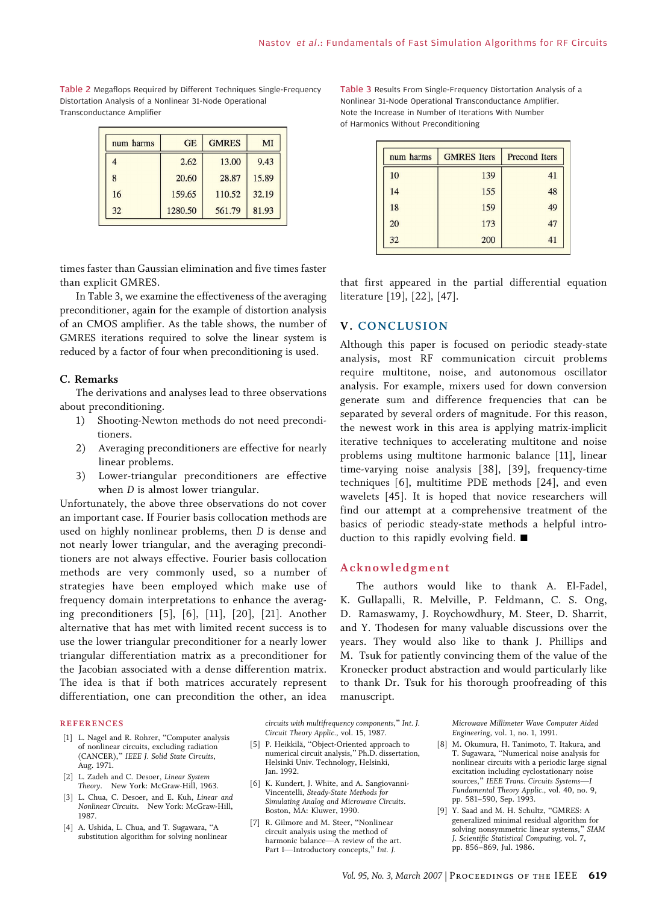Table 2 Megaflops Required by Different Techniques Single-Frequency Distortation Analysis of a Nonlinear 31-Node Operational Transconductance Amplifier

| num harms | GE | GMRES | MI |
|---|---|---|---|
| 4 | 2.62 | 13.00 | 9.43 |
| 8 | 20.60 | 28.87 | 15.89 |
| 16 | 159.65 | 110.52 | 32.19 |
| 32 | 1280.50 | 561.79 | 81.93 |

Table 3 Results From Single-Frequency Distortation Analysis of a Nonlinear 31-Node Operational Transconductance Amplifier. Note the Increase in Number of Iterations With Number of Harmonics Without Preconditioning

| num harms | GMRES Iters | Precond Iters |
|---|---|---|
| 10 | 139 | 41 |
| 14 | 155 | 48 |
| 18 | 159 | 49 |
| 20 | 173 | 47 |
| 32 | 200 | 41 |

times faster than Gaussian elimination and five times faster than explicit GMRES.

In Table 3, we examine the effectiveness of the averaging preconditioner, again for the example of distortion analysis of an CMOS amplifier. As the table shows, the number of GMRES iterations required to solve the linear system is reduced by a factor of four when preconditioning is used.

### C. Remarks

The derivations and analyses lead to three observations about preconditioning.

1) Shooting-Newton methods do not need preconditioners.
2) Averaging preconditioners are effective for nearly linear problems.
3) Lower-triangular preconditioners are effective when $D$ is almost lower triangular.

Unfortunately, the above three observations do not cover an important case. If Fourier basis collocation methods are used on highly nonlinear problems, then $D$ is dense and not nearly lower triangular, and the averaging preconditioners are not always effective. Fourier basis collocation methods are very commonly used, so a number of strategies have been employed which make use of frequency domain interpretations to enhance the averaging preconditioners [5], [6], [11], [20], [21]. Another alternative that has met with limited recent success is to use the lower triangular preconditioner for a nearly lower triangular differentiation matrix as a preconditioner for the Jacobian associated with a dense differention matrix. The idea is that if both matrices accurately represent differentiation, one can precondition the other, an idea that first appeared in the partial differential equation literature [19], [22], [47].

## V. CONCLUSION

Although this paper is focused on periodic steady-state analysis, most RF communication circuit problems require multitone, noise, and autonomous oscillator analysis. For example, mixers used for down conversion generate sum and difference frequencies that can be separated by several orders of magnitude. For this reason, the newest work in this area is applying matrix-implicit iterative techniques to accelerating multitone and noise problems using multitone harmonic balance [11], linear time-varying noise analysis [38], [39], frequency-time techniques [6], multitime PDE methods [24], and even wavelets [45]. It is hoped that novice researchers will find our attempt at a comprehensive treatment of the basics of periodic steady-state methods a helpful introduction to this rapidly evolving field. ■

## Acknowledgment

The authors would like to thank A. El-Fadel, K. Gullapalli, R. Melville, P. Feldmann, C. S. Ong, D. Ramaswamy, J. Roychowdhury, M. Steer, D. Sharrit, and Y. Thodesen for many valuable discussions over the years. They would also like to thank J. Phillips and M. Tsuk for patiently convincing them of the value of the Kronecker product abstraction and would particularly like to thank Dr. Tsuk for his thorough proofreading of this manuscript.

## REFERENCES

[1] L. Nagel and R. Rohrer, "Computer analysis of nonlinear circuits, excluding radiation (CANCER)," *IEEE J. Solid State Circuits*, Aug. 1971.

[2] L. Zadeh and C. Desoer, *Linear System Theory*. New York: McGraw-Hill, 1963.

[3] L. Chua, C. Desoer, and E. Kuh, *Linear and Nonlinear Circuits*. New York: McGraw-Hill, 1987.

[4] A. Ushida, L. Chua, and T. Sugawara, "A substitution algorithm for solving nonlinear circuits with multifrequency components," *Int. J. Circuit Theory Applic.*, vol. 15, 1987.

[5] P. Heikkilä, "Object-Oriented approach to numerical circuit analysis," Ph.D. dissertation, Helsinki Univ. Technology, Helsinki, Jan. 1992.

[6] K. Kundert, J. White, and A. Sangiovanni-Vincentelli, *Steady-State Methods for Simulating Analog and Microwave Circuits*. Boston, MA: Kluwer, 1990.

[7] R. Gilmore and M. Steer, "Nonlinear circuit analysis using the method of harmonic balance—A review of the art. Part I—Introductory concepts," *Int. J. Microwave Millimeter Wave Computer Aided Engineering*, vol. 1, no. 1, 1991.

[8] M. Okumura, H. Tanimoto, T. Itakura, and T. Sugawara, "Numerical noise analysis for nonlinear circuits with a periodic large signal excitation including cyclostationary noise sources," *IEEE Trans. Circuits Systems—I Fundamental Theory Applic.*, vol. 40, no. 9, pp. 581–590, Sep. 1993.

[9] Y. Saad and M. H. Schultz, "GMRES: A generalized minimal residual algorithm for solving nonsymmetric linear systems," *SIAM J. Scientific Statistical Computing*, vol. 7, pp. 856–869, Jul. 1986.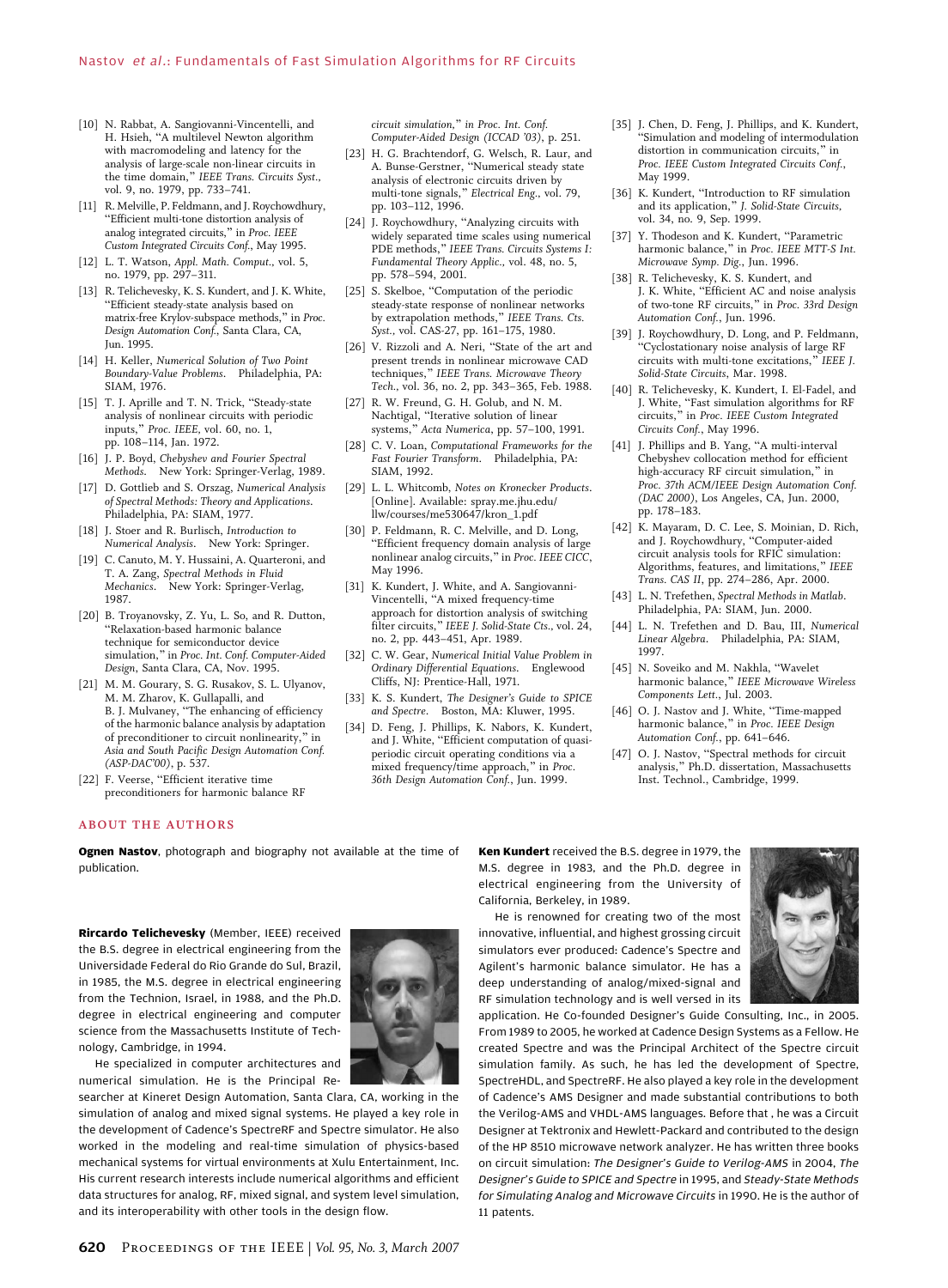[10] N. Rabbat, A. Sangiovanni-Vincentelli, and H. Hsieh, "A multilevel Newton algorithm with macromodeling and latency for the analysis of large-scale non-linear circuits in the time domain," *IEEE Trans. Circuits Syst.*, vol. 9, no. 1979, pp. 733–741.

[11] R. Melville, P. Feldmann, and J. Roychowdhury, "Efficient multi-tone distortion analysis of analog integrated circuits," in *Proc. IEEE Custom Integrated Circuits Conf.*, May 1995.

[12] L. T. Watson, *Appl. Math. Comput.*, vol. 5, no. 1979, pp. 297–311.

[13] R. Telichevesky, K. S. Kundert, and J. K. White, "Efficient steady-state analysis based on matrix-free Krylov-subspace methods," in *Proc. Design Automation Conf.*, Santa Clara, CA, Jun. 1995.

[14] H. Keller, *Numerical Solution of Two Point Boundary-Value Problems*. Philadelphia, PA: SIAM, 1976.

[15] T. J. Aprille and T. N. Trick, "Steady-state analysis of nonlinear circuits with periodic inputs," *Proc. IEEE*, vol. 60, no. 1, pp. 108–114, Jan. 1972.

[16] J. P. Boyd, *Chebyshev and Fourier Spectral Methods*. New York: Springer-Verlag, 1989.

[17] D. Gottlieb and S. Orszag, *Numerical Analysis of Spectral Methods: Theory and Applications*. Philadelphia, PA: SIAM, 1977.

[18] J. Stoer and R. Burlisch, *Introduction to Numerical Analysis*. New York: Springer.

[19] C. Canuto, M. Y. Hussaini, A. Quarteroni, and T. A. Zang, *Spectral Methods in Fluid Mechanics*. New York: Springer-Verlag, 1987.

[20] B. Troyanovsky, Z. Yu, L. So, and R. Dutton, "Relaxation-based harmonic balance technique for semiconductor device simulation," in *Proc. Int. Conf. Computer-Aided Design*, Santa Clara, CA, Nov. 1995.

[21] M. M. Gourary, S. G. Rusakov, S. L. Ulyanov, M. M. Zharov, K. Gullapalli, and B. J. Mulvaney, "The enhancing of efficiency of the harmonic balance analysis by adaptation of preconditioner to circuit nonlinearity," in *Asia and South Pacific Design Automation Conf. (ASP-DAC'00)*, p. 537.

[22] F. Veerse, "Efficient iterative time preconditioners for harmonic balance RF circuit simulation," in *Proc. Int. Conf. Computer-Aided Design (ICCAD '03)*, p. 251.

[23] H. G. Brachtendorf, G. Welsch, R. Laur, and A. Bunse-Gerstner, "Numerical steady state analysis of electronic circuits driven by multi-tone signals," *Electrical Eng.*, vol. 79, pp. 103–112, 1996.

[24] J. Roychowdhury, "Analyzing circuits with widely separated time scales using numerical PDE methods," *IEEE Trans. Circuits Systems I: Fundamental Theory Applic.*, vol. 48, no. 5, pp. 578–594, 2001.

[25] S. Skelboe, "Computation of the periodic steady-state response of nonlinear networks by extrapolation methods," *IEEE Trans. Cts. Syst.*, vol. CAS-27, pp. 161–175, 1980.

[26] V. Rizzoli and A. Neri, "State of the art and present trends in nonlinear microwave CAD techniques," *IEEE Trans. Microwave Theory Tech.*, vol. 36, no. 2, pp. 343–365, Feb. 1988.

[27] R. W. Freund, G. H. Golub, and N. M. Nachtigal, "Iterative solution of linear systems," *Acta Numerica*, pp. 57–100, 1991.

[28] C. V. Loan, *Computational Frameworks for the Fast Fourier Transform*. Philadelphia, PA: SIAM, 1992.

[29] L. L. Whitcomb, *Notes on Kronecker Products*. [Online]. Available: spray.me.jhu.edu/llw/courses/me530647/kron_1.pdf

[30] P. Feldmann, R. C. Melville, and D. Long, "Efficient frequency domain analysis of large nonlinear analog circuits," in *Proc. IEEE CICC*, May 1996.

[31] K. Kundert, J. White, and A. Sangiovanni-Vincentelli, "A mixed frequency-time approach for distortion analysis of switching filter circuits," *IEEE J. Solid-State Cts.*, vol. 24, no. 2, pp. 443–451, Apr. 1989.

[32] C. W. Gear, *Numerical Initial Value Problem in Ordinary Differential Equations*. Englewood Cliffs, NJ: Prentice-Hall, 1971.

[33] K. S. Kundert, *The Designer's Guide to SPICE and Spectre*. Boston, MA: Kluwer, 1995.

[34] D. Feng, J. Phillips, K. Nabors, K. Kundert, and J. White, "Efficient computation of quasi-periodic circuit operating conditions via a mixed frequency/time approach," in *Proc. 36th Design Automation Conf.*, Jun. 1999.

[35] J. Chen, D. Feng, J. Phillips, and K. Kundert, "Simulation and modeling of intermodulation distortion in communication circuits," in *Proc. IEEE Custom Integrated Circuits Conf.*, May 1999.

[36] K. Kundert, "Introduction to RF simulation and its application," *J. Solid-State Circuits*, vol. 34, no. 9, Sep. 1999.

[37] Y. Thodeson and K. Kundert, "Parametric harmonic balance," in *Proc. IEEE MTT-S Int. Microwave Symp. Dig.*, Jun. 1996.

[38] R. Telichevesky, K. S. Kundert, and J. K. White, "Efficient AC and noise analysis of two-tone RF circuits," in *Proc. 33rd Design Automation Conf.*, Jun. 1996.

[39] J. Roychowdhury, D. Long, and P. Feldmann, "Cyclostationary noise analysis of large RF circuits with multi-tone excitations," *IEEE J. Solid-State Circuits*, Mar. 1998.

[40] R. Telichevesky, K. Kundert, I. El-Fadel, and J. White, "Fast simulation algorithms for RF circuits," in *Proc. IEEE Custom Integrated Circuits Conf.*, May 1996.

[41] J. Phillips and B. Yang, "A multi-interval Chebyshev collocation method for efficient high-accuracy RF circuit simulation," in *Proc. 37th ACM/IEEE Design Automation Conf. (DAC 2000)*, Los Angeles, CA, Jun. 2000, pp. 178–183.

[42] K. Mayaram, D. C. Lee, S. Moinian, D. Rich, and J. Roychowdhury, "Computer-aided circuit analysis tools for RFIC simulation: Algorithms, features, and limitations," *IEEE Trans. CAS II*, pp. 274–286, Apr. 2000.

[43] L. N. Trefethen, *Spectral Methods in Matlab*. Philadelphia, PA: SIAM, Jun. 2000.

[44] L. N. Trefethen and D. Bau, III, *Numerical Linear Algebra*. Philadelphia, PA: SIAM, 1997.

[45] N. Soveiko and M. Nakhla, "Wavelet harmonic balance," *IEEE Microwave Wireless Components Lett.*, Jul. 2003.

[46] O. J. Nastov and J. White, "Time-mapped harmonic balance," in *Proc. IEEE Design Automation Conf.*, pp. 641–646.

[47] O. J. Nastov, "Spectral methods for circuit analysis," Ph.D. dissertation, Massachusetts Inst. Technol., Cambridge, 1999.

## ABOUT THE AUTHORS

**Ognen Nastov**, photograph and biography not available at the time of publication.

**Rircardo Telichevesky** (Member, IEEE) received the B.S. degree in electrical engineering from the Universidade Federal do Rio Grande do Sul, Brazil, in 1985, the M.S. degree in electrical engineering from the Technion, Israel, in 1988, and the Ph.D. degree in electrical engineering and computer science from the Massachusetts Institute of Technology, Cambridge, in 1994.

He specialized in computer architectures and numerical simulation. He is the Principal Researcher at Kineret Design Automation, Santa Clara, CA, working in the simulation of analog and mixed signal systems. He played a key role in the development of Cadence's SpectreRF and Spectre simulator. He also worked in the modeling and real-time simulation of physics-based mechanical systems for virtual environments at Xulu Entertainment, Inc. His current research interests include numerical algorithms and efficient data structures for analog, RF, mixed signal, and system level simulation, and its interoperability with other tools in the design flow.

**Ken Kundert** received the B.S. degree in 1979, the M.S. degree in 1983, and the Ph.D. degree in electrical engineering from the University of California, Berkeley, in 1989.

He is renowned for creating two of the most innovative, influential, and highest grossing circuit simulators ever produced: Cadence's Spectre and Agilent's harmonic balance simulator. He has a deep understanding of analog/mixed-signal and RF simulation technology and is well versed in its application. He Co-founded Designer's Guide Consulting, Inc., in 2005. From 1989 to 2005, he worked at Cadence Design Systems as a Fellow. He created Spectre and was the Principal Architect of the Spectre circuit simulation family. As such, he has led the development of Spectre, SpectreHDL, and SpectreRF. He also played a key role in the development of Cadence's AMS Designer and made substantial contributions to both the Verilog-AMS and VHDL-AMS languages. Before that , he was a Circuit Designer at Tektronix and Hewlett-Packard and contributed to the design of the HP 8510 microwave network analyzer. He has written three books on circuit simulation: *The Designer's Guide to Verilog-AMS* in 2004, *The Designer's Guide to SPICE and Spectre* in 1995, and *Steady-State Methods for Simulating Analog and Microwave Circuits* in 1990. He is the author of 11 patents.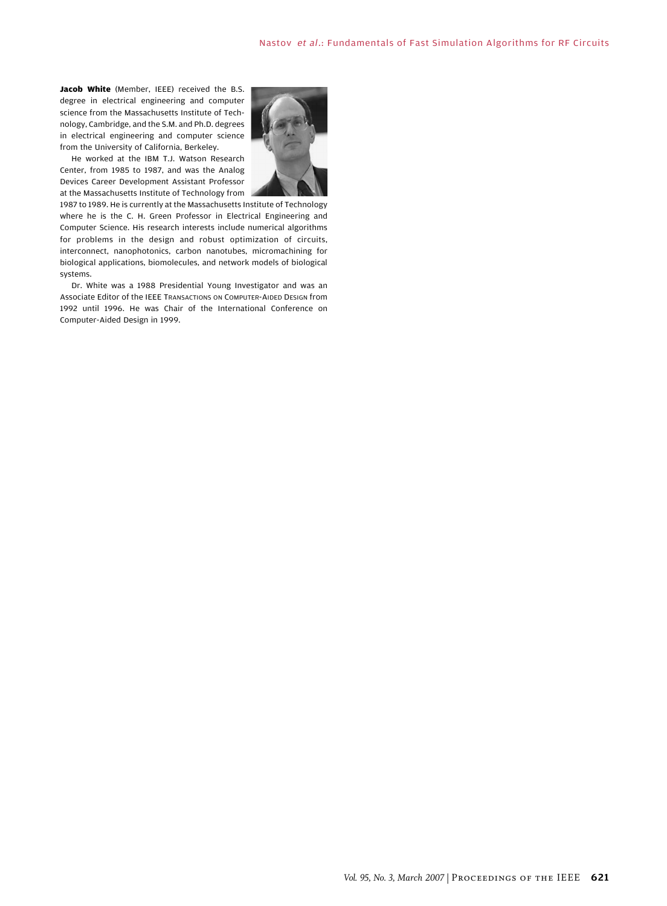**Jacob White** (Member, IEEE) received the B.S. degree in electrical engineering and computer science from the Massachusetts Institute of Technology, Cambridge, and the S.M. and Ph.D. degrees in electrical engineering and computer science from the University of California, Berkeley.

He worked at the IBM T.J. Watson Research Center, from 1985 to 1987, and was the Analog Devices Career Development Assistant Professor at the Massachusetts Institute of Technology from 1987 to 1989. He is currently at the Massachusetts Institute of Technology where he is the C. H. Green Professor in Electrical Engineering and Computer Science. His research interests include numerical algorithms for problems in the design and robust optimization of circuits, interconnect, nanophotonics, carbon nanotubes, micromachining for biological applications, biomolecules, and network models of biological systems.

Dr. White was a 1988 Presidential Young Investigator and was an Associate Editor of the IEEE Transactions on Computer-Aided Design from 1992 until 1996. He was Chair of the International Conference on Computer-Aided Design in 1999.